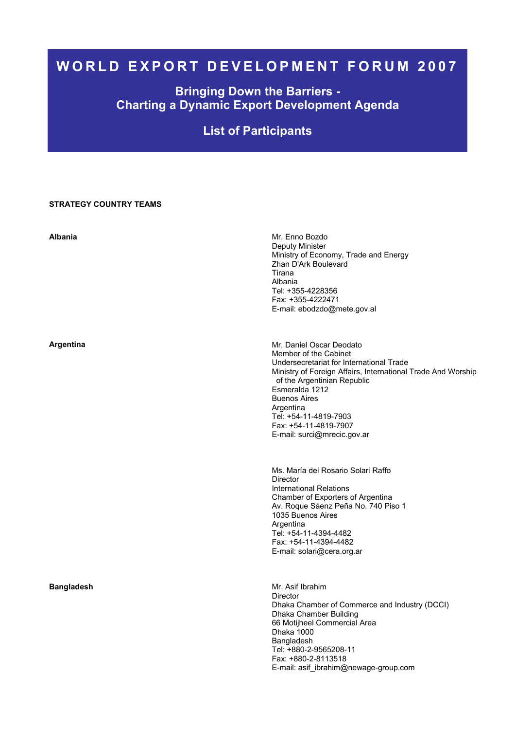# WORLD EXPORT DEVELOPMENT FORUM 2007

## Bringing Down the Barriers - Charting a Dynamic Export Development Agenda

## List of Participants

**STRATEGY COUNTRY TEAMS**

**Albania**

Mr. Enno Bozdo
Deputy Minister
Ministry of Economy, Trade and Energy
Zhan D'Ark Boulevard
Tirana
Albania
Tel: +355-4228356
Fax: +355-4222471
E-mail: ebodzdo@mete.gov.al

**Argentina**

Mr. Daniel Oscar Deodato
Member of the Cabinet
Undersecretariat for International Trade
Ministry of Foreign Affairs, International Trade And Worship of the Argentinian Republic
Esmeralda 1212
Buenos Aires
Argentina
Tel: +54-11-4819-7903
Fax: +54-11-4819-7907
E-mail: surci@mrecic.gov.ar

Ms. María del Rosario Solari Raffo
Director
International Relations
Chamber of Exporters of Argentina
Av. Roque Sáenz Peña No. 740 Piso 1
1035 Buenos Aires
Argentina
Tel: +54-11-4394-4482
Fax: +54-11-4394-4482
E-mail: solari@cera.org.ar

**Bangladesh**

Mr. Asif Ibrahim
Director
Dhaka Chamber of Commerce and Industry (DCCI)
Dhaka Chamber Building
66 Motijheel Commercial Area
Dhaka 1000
Bangladesh
Tel: +880-2-9565208-11
Fax: +880-2-8113518
E-mail: asif_ibrahim@newage-group.com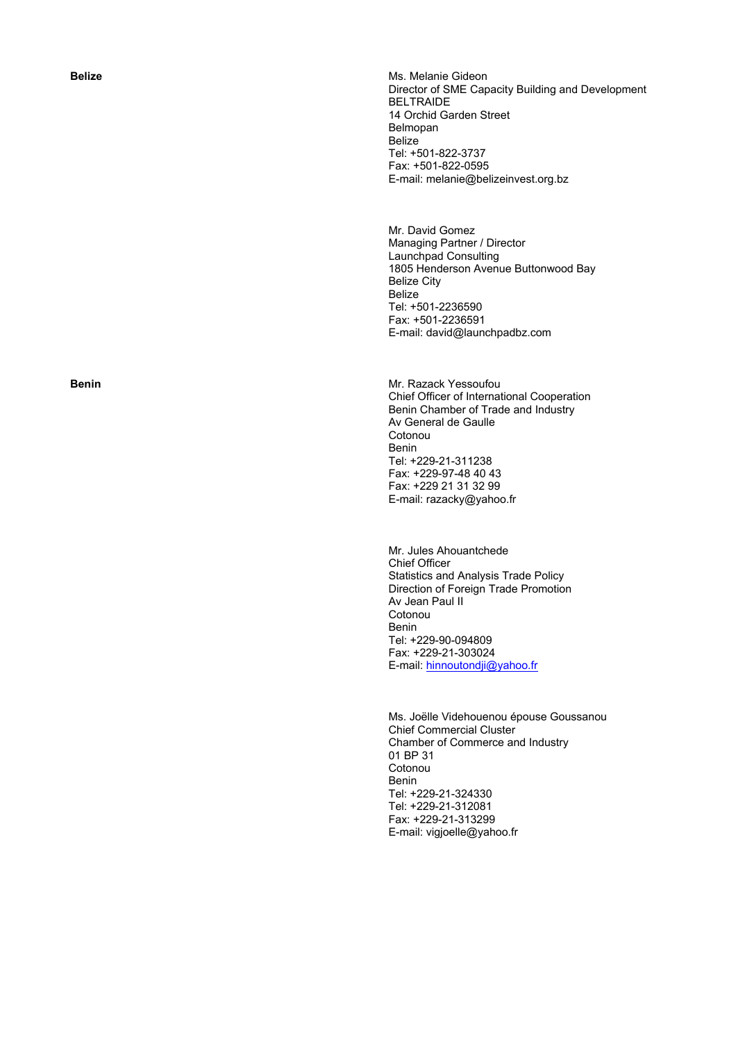**Belize**

Ms. Melanie Gideon
Director of SME Capacity Building and Development
BELTRAIDE
14 Orchid Garden Street
Belmopan
Belize
Tel: +501-822-3737
Fax: +501-822-0595
E-mail: melanie@belizeinvest.org.bz

Mr. David Gomez
Managing Partner / Director
Launchpad Consulting
1805 Henderson Avenue Buttonwood Bay
Belize City
Belize
Tel: +501-2236590
Fax: +501-2236591
E-mail: david@launchpadbz.com

**Benin**

Mr. Razack Yessoufou
Chief Officer of International Cooperation
Benin Chamber of Trade and Industry
Av General de Gaulle
Cotonou
Benin
Tel: +229-21-311238
Fax: +229-97-48 40 43
Fax: +229 21 31 32 99
E-mail: razacky@yahoo.fr

Mr. Jules Ahouantchede
Chief Officer
Statistics and Analysis Trade Policy
Direction of Foreign Trade Promotion
Av Jean Paul II
Cotonou
Benin
Tel: +229-90-094809
Fax: +229-21-303024
E-mail: hinnoutondji@yahoo.fr

Ms. Joëlle Videhouenou épouse Goussanou
Chief Commercial Cluster
Chamber of Commerce and Industry
01 BP 31
Cotonou
Benin
Tel: +229-21-324330
Tel: +229-21-312081
Fax: +229-21-313299
E-mail: vigjoelle@yahoo.fr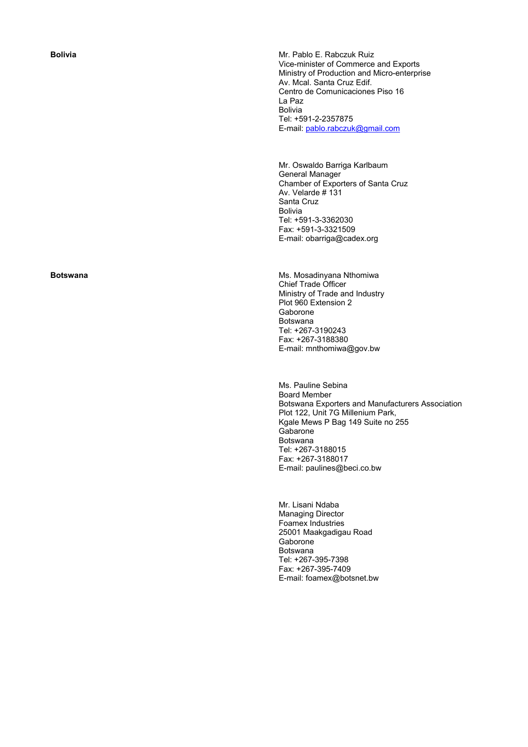**Bolivia**

Mr. Pablo E. Rabczuk Ruiz
Vice-minister of Commerce and Exports
Ministry of Production and Micro-enterprise
Av. Mcal. Santa Cruz Edif.
Centro de Comunicaciones Piso 16
La Paz
Bolivia
Tel: +591-2-2357875
E-mail: pablo.rabczuk@gmail.com

Mr. Oswaldo Barriga Karlbaum
General Manager
Chamber of Exporters of Santa Cruz
Av. Velarde # 131
Santa Cruz
Bolivia
Tel: +591-3-3362030
Fax: +591-3-3321509
E-mail: obarriga@cadex.org

**Botswana**

Ms. Mosadinyana Nthomiwa
Chief Trade Officer
Ministry of Trade and Industry
Plot 960 Extension 2
Gaborone
Botswana
Tel: +267-3190243
Fax: +267-3188380
E-mail: mnthomiwa@gov.bw

Ms. Pauline Sebina
Board Member
Botswana Exporters and Manufacturers Association
Plot 122, Unit 7G Millenium Park,
Kgale Mews P Bag 149 Suite no 255
Gabarone
Botswana
Tel: +267-3188015
Fax: +267-3188017
E-mail: paulines@beci.co.bw

Mr. Lisani Ndaba
Managing Director
Foamex Industries
25001 Maakgadigau Road
Gaborone
Botswana
Tel: +267-395-7398
Fax: +267-395-7409
E-mail: foamex@botsnet.bw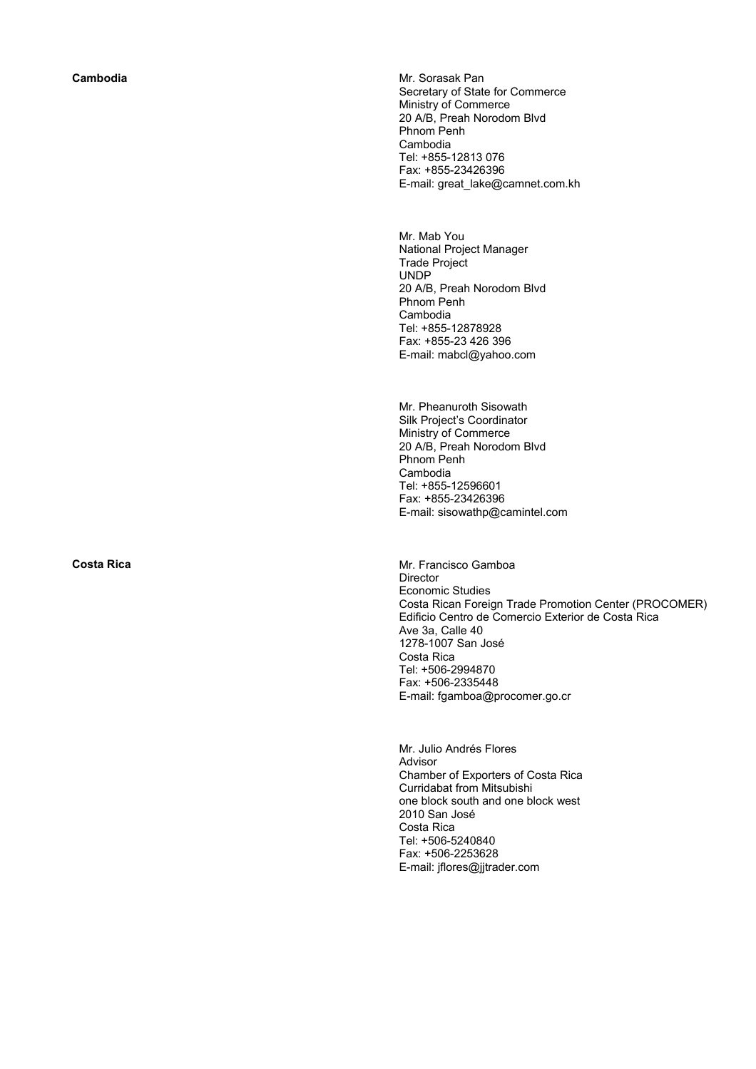**Cambodia**

Mr. Sorasak Pan
Secretary of State for Commerce
Ministry of Commerce
20 A/B, Preah Norodom Blvd
Phnom Penh
Cambodia
Tel: +855-12813 076
Fax: +855-23426396
E-mail: great_lake@camnet.com.kh

Mr. Mab You
National Project Manager
Trade Project
UNDP
20 A/B, Preah Norodom Blvd
Phnom Penh
Cambodia
Tel: +855-12878928
Fax: +855-23 426 396
E-mail: mabcl@yahoo.com

Mr. Pheanuroth Sisowath
Silk Project's Coordinator
Ministry of Commerce
20 A/B, Preah Norodom Blvd
Phnom Penh
Cambodia
Tel: +855-12596601
Fax: +855-23426396
E-mail: sisowathp@camintel.com

**Costa Rica**

Mr. Francisco Gamboa
Director
Economic Studies
Costa Rican Foreign Trade Promotion Center (PROCOMER)
Edificio Centro de Comercio Exterior de Costa Rica
Ave 3a, Calle 40
1278-1007 San José
Costa Rica
Tel: +506-2994870
Fax: +506-2335448
E-mail: fgamboa@procomer.go.cr

Mr. Julio Andrés Flores
Advisor
Chamber of Exporters of Costa Rica
Curridabat from Mitsubishi
one block south and one block west
2010 San José
Costa Rica
Tel: +506-5240840
Fax: +506-2253628
E-mail: jflores@jjtrader.com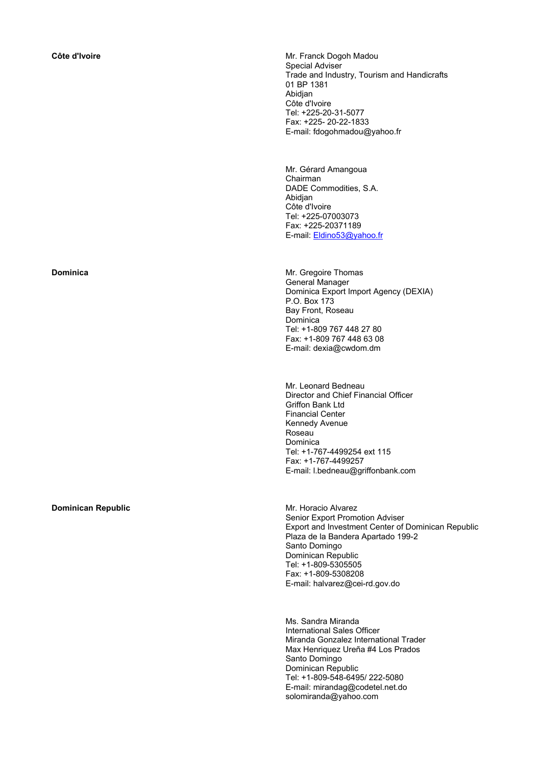**Côte d'Ivoire**

Mr. Franck Dogoh Madou
Special Adviser
Trade and Industry, Tourism and Handicrafts
01 BP 1381
Abidjan
Côte d'Ivoire
Tel: +225-20-31-5077
Fax: +225- 20-22-1833
E-mail: fdogohmadou@yahoo.fr

Mr. Gérard Amangoua
Chairman
DADE Commodities, S.A.
Abidjan
Côte d'Ivoire
Tel: +225-07003073
Fax: +225-20371189
E-mail: Eldino53@yahoo.fr

**Dominica**

Mr. Gregoire Thomas
General Manager
Dominica Export Import Agency (DEXIA)
P.O. Box 173
Bay Front, Roseau
Dominica
Tel: +1-809 767 448 27 80
Fax: +1-809 767 448 63 08
E-mail: dexia@cwdom.dm

Mr. Leonard Bedneau
Director and Chief Financial Officer
Griffon Bank Ltd
Financial Center
Kennedy Avenue
Roseau
Dominica
Tel: +1-767-4499254 ext 115
Fax: +1-767-4499257
E-mail: l.bedneau@griffonbank.com

**Dominican Republic**

Mr. Horacio Alvarez
Senior Export Promotion Adviser
Export and Investment Center of Dominican Republic
Plaza de la Bandera Apartado 199-2
Santo Domingo
Dominican Republic
Tel: +1-809-5305505
Fax: +1-809-5308208
E-mail: halvarez@cei-rd.gov.do

Ms. Sandra Miranda
International Sales Officer
Miranda Gonzalez International Trader
Max Henriquez Ureña #4 Los Prados
Santo Domingo
Dominican Republic
Tel: +1-809-548-6495/ 222-5080
E-mail: mirandag@codetel.net.do
solomiranda@yahoo.com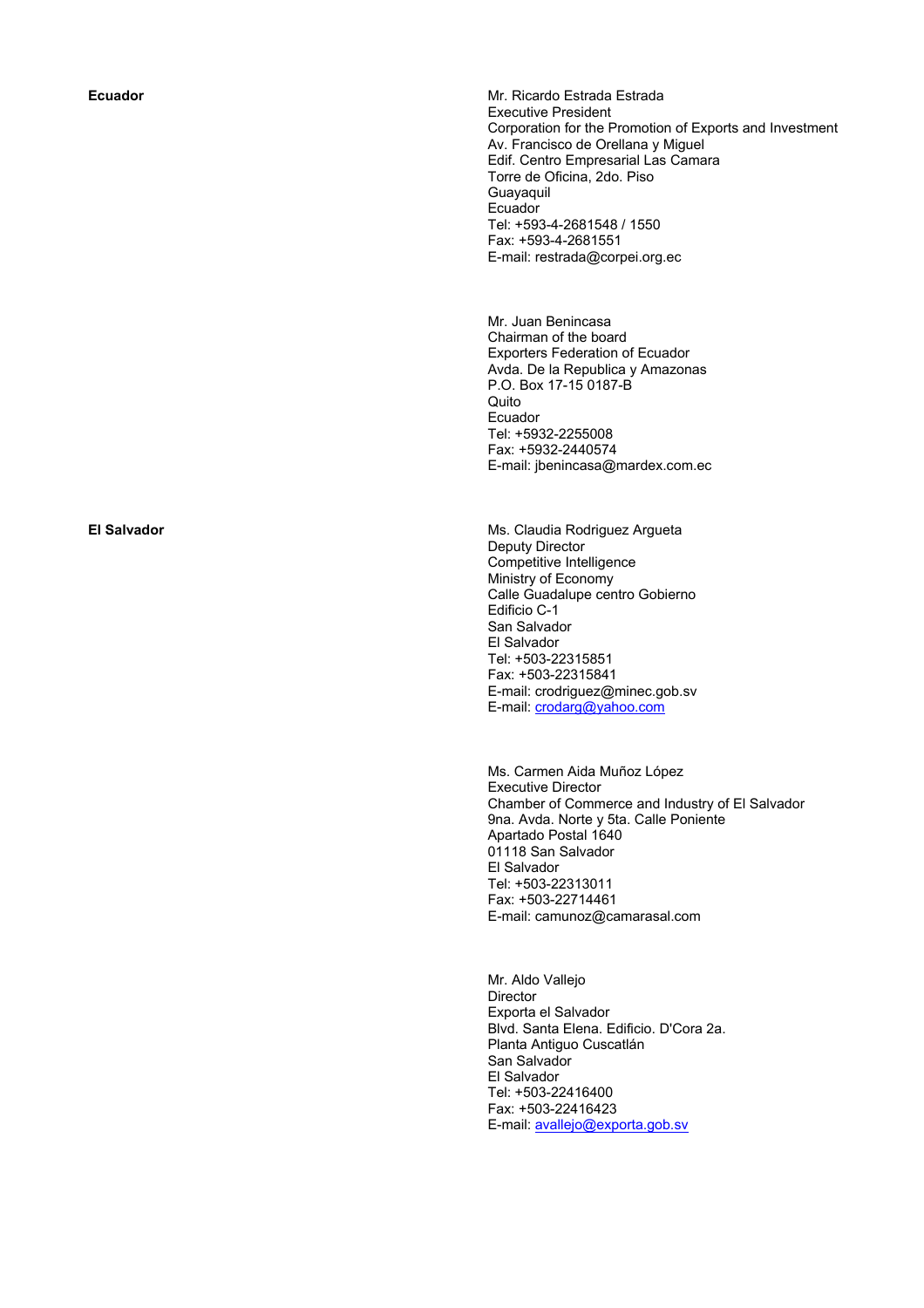**Ecuador**

Mr. Ricardo Estrada Estrada
Executive President
Corporation for the Promotion of Exports and Investment
Av. Francisco de Orellana y Miguel
Edif. Centro Empresarial Las Camara
Torre de Oficina, 2do. Piso
Guayaquil
Ecuador
Tel: +593-4-2681548 / 1550
Fax: +593-4-2681551
E-mail: restrada@corpei.org.ec

Mr. Juan Benincasa
Chairman of the board
Exporters Federation of Ecuador
Avda. De la Republica y Amazonas
P.O. Box 17-15 0187-B
Quito
Ecuador
Tel: +5932-2255008
Fax: +5932-2440574
E-mail: jbenincasa@mardex.com.ec

**El Salvador**

Ms. Claudia Rodriguez Argueta
Deputy Director
Competitive Intelligence
Ministry of Economy
Calle Guadalupe centro Gobierno
Edificio C-1
San Salvador
El Salvador
Tel: +503-22315851
Fax: +503-22315841
E-mail: crodriguez@minec.gob.sv
E-mail: crodarg@yahoo.com

Ms. Carmen Aida Muñoz López
Executive Director
Chamber of Commerce and Industry of El Salvador
9na. Avda. Norte y 5ta. Calle Poniente
Apartado Postal 1640
01118 San Salvador
El Salvador
Tel: +503-22313011
Fax: +503-22714461
E-mail: camunoz@camarasal.com

Mr. Aldo Vallejo
Director
Exporta el Salvador
Blvd. Santa Elena. Edificio. D'Cora 2a.
Planta Antiguo Cuscatlán
San Salvador
El Salvador
Tel: +503-22416400
Fax: +503-22416423
E-mail: avallejo@exporta.gob.sv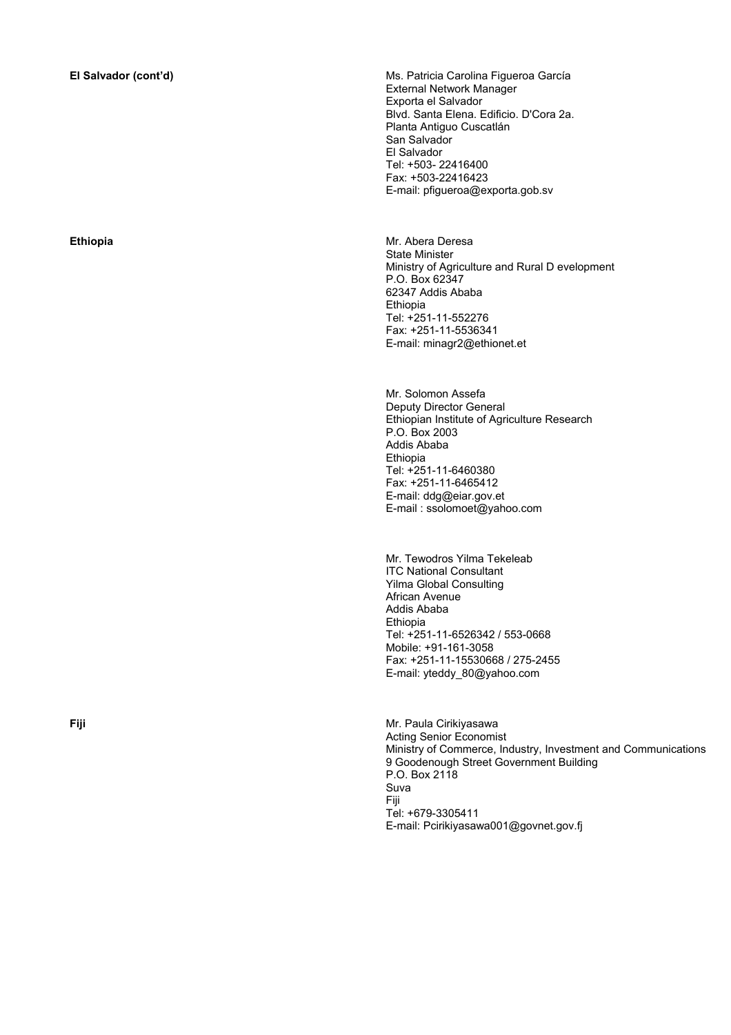**El Salvador (cont'd)**

Ms. Patricia Carolina Figueroa García
External Network Manager
Exporta el Salvador
Blvd. Santa Elena. Edificio. D'Cora 2a.
Planta Antiguo Cuscatlán
San Salvador
El Salvador
Tel: +503- 22416400
Fax: +503-22416423
E-mail: pfigueroa@exporta.gob.sv

**Ethiopia**

Mr. Abera Deresa
State Minister
Ministry of Agriculture and Rural D evelopment
P.O. Box 62347
62347 Addis Ababa
Ethiopia
Tel: +251-11-552276
Fax: +251-11-5536341
E-mail: minagr2@ethionet.et

Mr. Solomon Assefa
Deputy Director General
Ethiopian Institute of Agriculture Research
P.O. Box 2003
Addis Ababa
Ethiopia
Tel: +251-11-6460380
Fax: +251-11-6465412
E-mail: ddg@eiar.gov.et
E-mail : ssolomoet@yahoo.com

Mr. Tewodros Yilma Tekeleab
ITC National Consultant
Yilma Global Consulting
African Avenue
Addis Ababa
Ethiopia
Tel: +251-11-6526342 / 553-0668
Mobile: +91-161-3058
Fax: +251-11-15530668 / 275-2455
E-mail: yteddy_80@yahoo.com

**Fiji**

Mr. Paula Cirikiyasawa
Acting Senior Economist
Ministry of Commerce, Industry, Investment and Communications
9 Goodenough Street Government Building
P.O. Box 2118
Suva
Fiji
Tel: +679-3305411
E-mail: Pcirikiyasawa001@govnet.gov.fj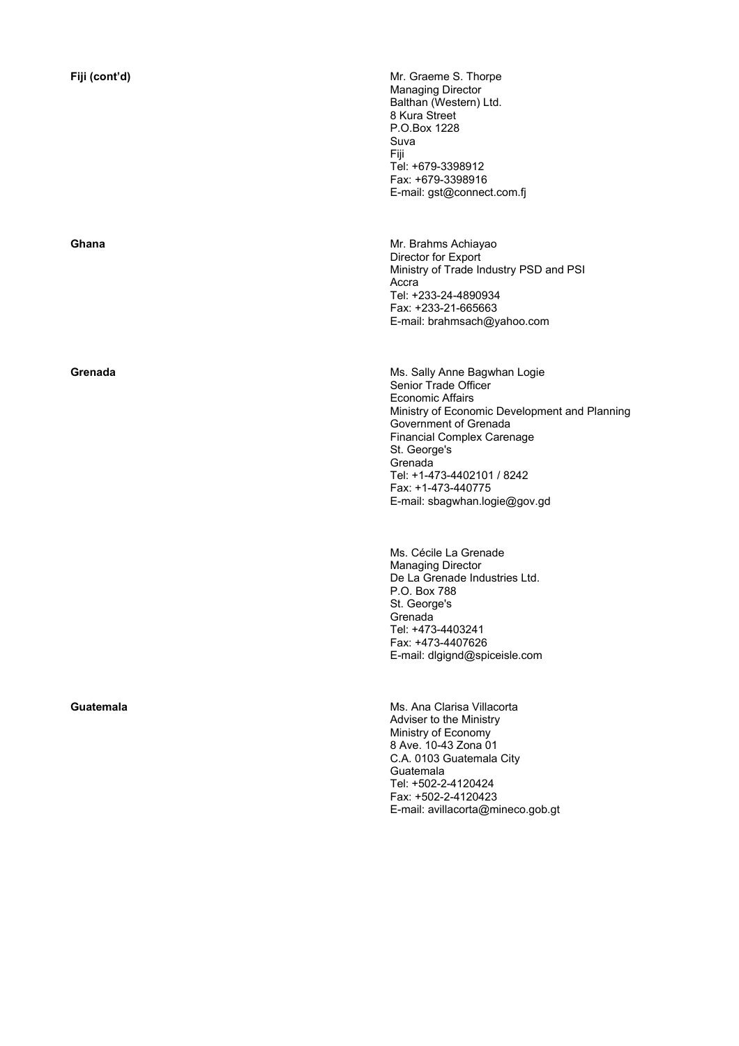**Fiji (cont'd)**

Mr. Graeme S. Thorpe
Managing Director
Balthan (Western) Ltd.
8 Kura Street
P.O.Box 1228
Suva
Fiji
Tel: +679-3398912
Fax: +679-3398916
E-mail: gst@connect.com.fj

**Ghana**

Mr. Brahms Achiayao
Director for Export
Ministry of Trade Industry PSD and PSI
Accra
Tel: +233-24-4890934
Fax: +233-21-665663
E-mail: brahmsach@yahoo.com

**Grenada**

Ms. Sally Anne Bagwhan Logie
Senior Trade Officer
Economic Affairs
Ministry of Economic Development and Planning
Government of Grenada
Financial Complex Carenage
St. George's
Grenada
Tel: +1-473-4402101 / 8242
Fax: +1-473-440775
E-mail: sbagwhan.logie@gov.gd

Ms. Cécile La Grenade
Managing Director
De La Grenade Industries Ltd.
P.O. Box 788
St. George's
Grenada
Tel: +473-4403241
Fax: +473-4407626
E-mail: dlgignd@spiceisle.com

**Guatemala**

Ms. Ana Clarisa Villacorta
Adviser to the Ministry
Ministry of Economy
8 Ave. 10-43 Zona 01
C.A. 0103 Guatemala City
Guatemala
Tel: +502-2-4120424
Fax: +502-2-4120423
E-mail: avillacorta@mineco.gob.gt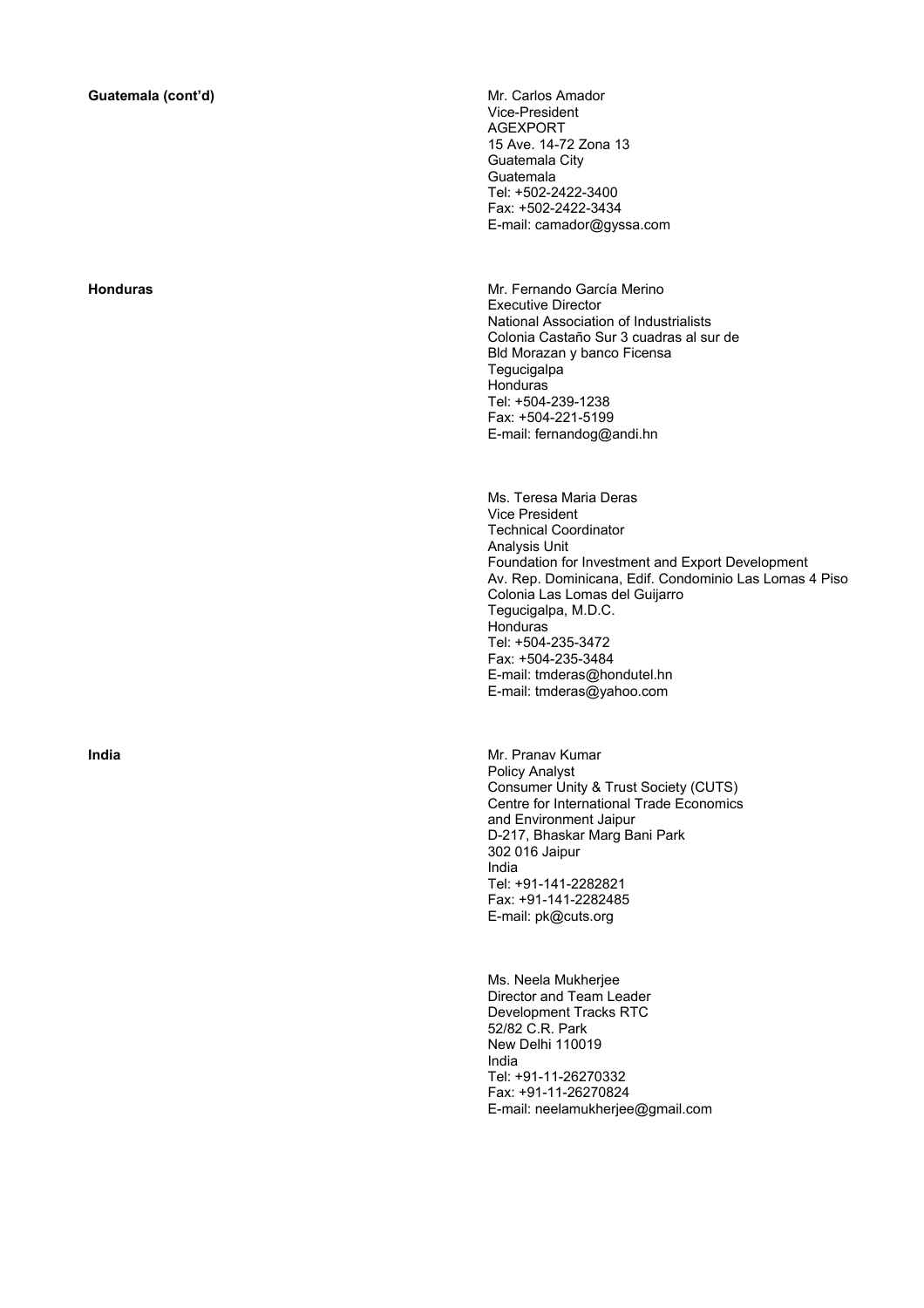**Guatemala (cont'd)**

Mr. Carlos Amador
Vice-President
AGEXPORT
15 Ave. 14-72 Zona 13
Guatemala City
Guatemala
Tel: +502-2422-3400
Fax: +502-2422-3434
E-mail: camador@gyssa.com

**Honduras**

Mr. Fernando García Merino
Executive Director
National Association of Industrialists
Colonia Castaño Sur 3 cuadras al sur de
Bld Morazan y banco Ficensa
Tegucigalpa
Honduras
Tel: +504-239-1238
Fax: +504-221-5199
E-mail: fernandog@andi.hn

Ms. Teresa Maria Deras
Vice President
Technical Coordinator
Analysis Unit
Foundation for Investment and Export Development
Av. Rep. Dominicana, Edif. Condominio Las Lomas 4 Piso
Colonia Las Lomas del Guijarro
Tegucigalpa, M.D.C.
Honduras
Tel: +504-235-3472
Fax: +504-235-3484
E-mail: tmderas@hondutel.hn
E-mail: tmderas@yahoo.com

**India**

Mr. Pranav Kumar
Policy Analyst
Consumer Unity & Trust Society (CUTS)
Centre for International Trade Economics
and Environment Jaipur
D-217, Bhaskar Marg Bani Park
302 016 Jaipur
India
Tel: +91-141-2282821
Fax: +91-141-2282485
E-mail: pk@cuts.org

Ms. Neela Mukherjee
Director and Team Leader
Development Tracks RTC
52/82 C.R. Park
New Delhi 110019
India
Tel: +91-11-26270332
Fax: +91-11-26270824
E-mail: neelamukherjee@gmail.com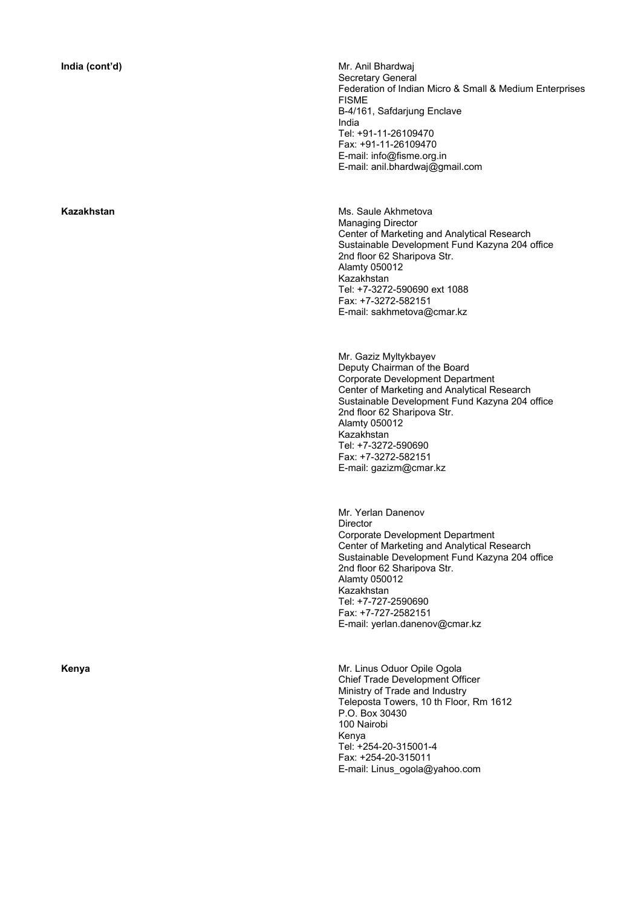**India (cont'd)**

Mr. Anil Bhardwaj
Secretary General
Federation of Indian Micro & Small & Medium Enterprises
FISME
B-4/161, Safdarjung Enclave
India
Tel: +91-11-26109470
Fax: +91-11-26109470
E-mail: info@fisme.org.in
E-mail: anil.bhardwaj@gmail.com

**Kazakhstan**

Ms. Saule Akhmetova
Managing Director
Center of Marketing and Analytical Research
Sustainable Development Fund Kazyna 204 office
2nd floor 62 Sharipova Str.
Alamty 050012
Kazakhstan
Tel: +7-3272-590690 ext 1088
Fax: +7-3272-582151
E-mail: sakhmetova@cmar.kz

Mr. Gaziz Myltykbayev
Deputy Chairman of the Board
Corporate Development Department
Center of Marketing and Analytical Research
Sustainable Development Fund Kazyna 204 office
2nd floor 62 Sharipova Str.
Alamty 050012
Kazakhstan
Tel: +7-3272-590690
Fax: +7-3272-582151
E-mail: gazizm@cmar.kz

Mr. Yerlan Danenov
Director
Corporate Development Department
Center of Marketing and Analytical Research
Sustainable Development Fund Kazyna 204 office
2nd floor 62 Sharipova Str.
Alamty 050012
Kazakhstan
Tel: +7-727-2590690
Fax: +7-727-2582151
E-mail: yerlan.danenov@cmar.kz

**Kenya**

Mr. Linus Oduor Opile Ogola
Chief Trade Development Officer
Ministry of Trade and Industry
Teleposta Towers, 10 th Floor, Rm 1612
P.O. Box 30430
100 Nairobi
Kenya
Tel: +254-20-315001-4
Fax: +254-20-315011
E-mail: Linus_ogola@yahoo.com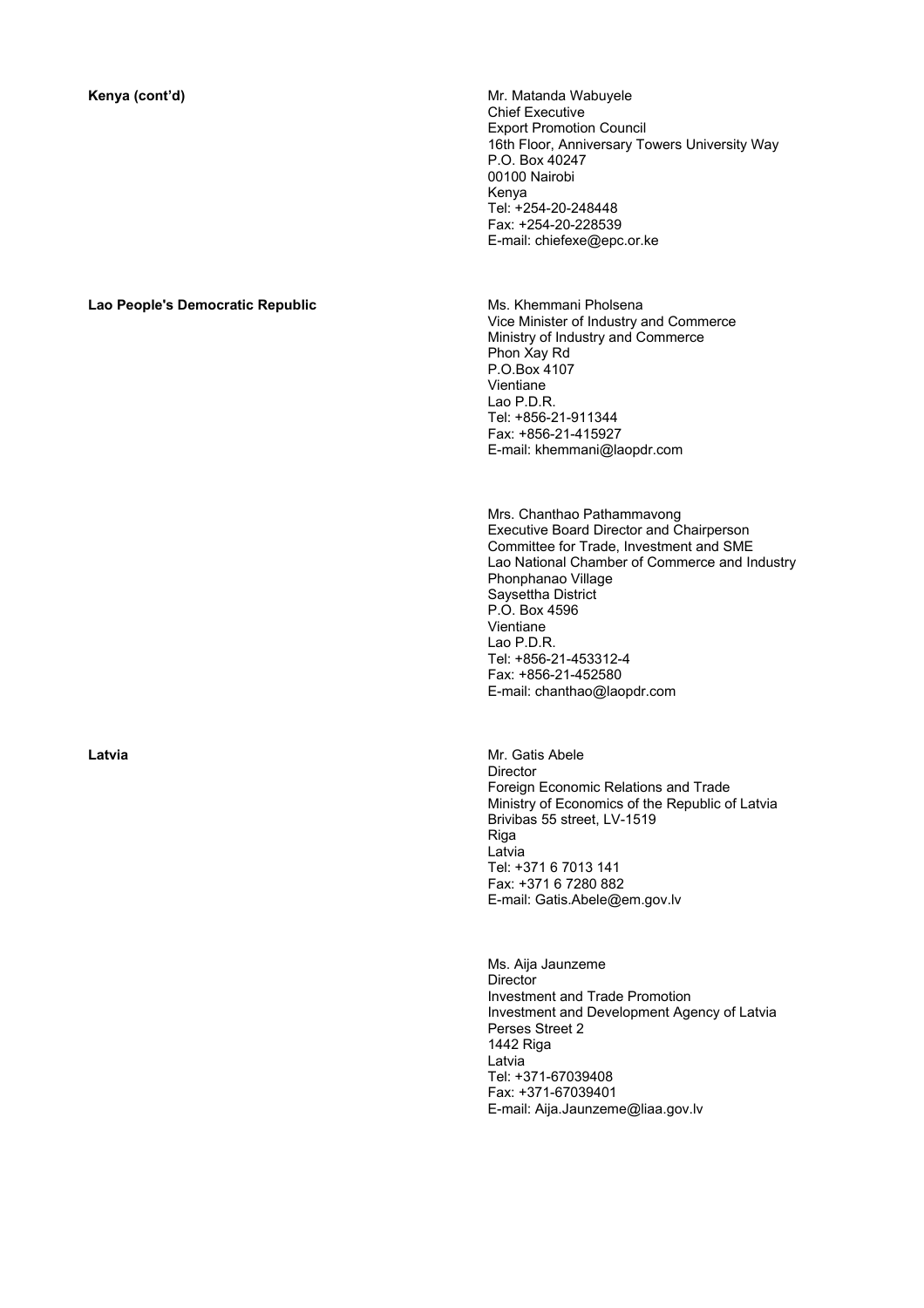**Kenya (cont'd)**

Mr. Matanda Wabuyele
Chief Executive
Export Promotion Council
16th Floor, Anniversary Towers University Way
P.O. Box 40247
00100 Nairobi
Kenya
Tel: +254-20-248448
Fax: +254-20-228539
E-mail: chiefexe@epc.or.ke

**Lao People's Democratic Republic**

Ms. Khemmani Pholsena
Vice Minister of Industry and Commerce
Ministry of Industry and Commerce
Phon Xay Rd
P.O.Box 4107
Vientiane
Lao P.D.R.
Tel: +856-21-911344
Fax: +856-21-415927
E-mail: khemmani@laopdr.com

Mrs. Chanthao Pathammavong
Executive Board Director and Chairperson
Committee for Trade, Investment and SME
Lao National Chamber of Commerce and Industry
Phonphanao Village
Saysettha District
P.O. Box 4596
Vientiane
Lao P.D.R.
Tel: +856-21-453312-4
Fax: +856-21-452580
E-mail: chanthao@laopdr.com

**Latvia**

Mr. Gatis Abele
Director
Foreign Economic Relations and Trade
Ministry of Economics of the Republic of Latvia
Brivibas 55 street, LV-1519
Riga
Latvia
Tel: +371 6 7013 141
Fax: +371 6 7280 882
E-mail: Gatis.Abele@em.gov.lv

Ms. Aija Jaunzeme
Director
Investment and Trade Promotion
Investment and Development Agency of Latvia
Perses Street 2
1442 Riga
Latvia
Tel: +371-67039408
Fax: +371-67039401
E-mail: Aija.Jaunzeme@liaa.gov.lv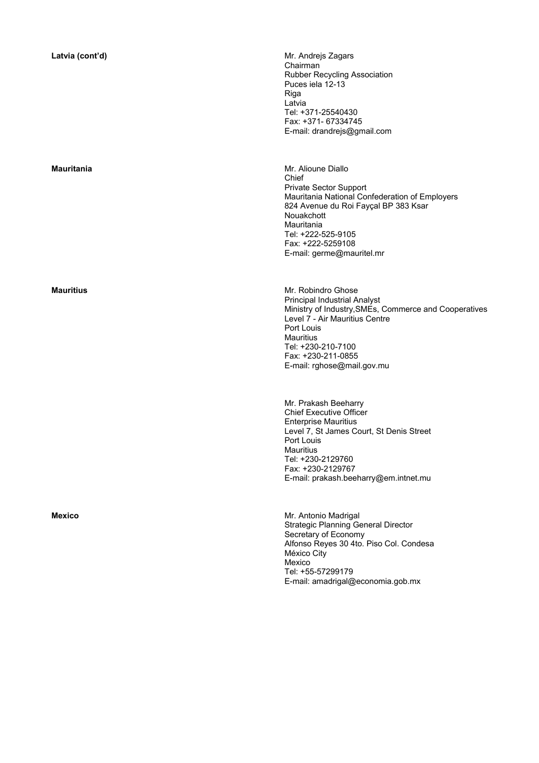**Latvia (cont'd)**

Mr. Andrejs Zagars
Chairman
Rubber Recycling Association
Puces iela 12-13
Riga
Latvia
Tel: +371-25540430
Fax: +371- 67334745
E-mail: drandrejs@gmail.com

**Mauritania**

Mr. Alioune Diallo
Chief
Private Sector Support
Mauritania National Confederation of Employers
824 Avenue du Roi Fayçal BP 383 Ksar
Nouakchott
Mauritania
Tel: +222-525-9105
Fax: +222-5259108
E-mail: germe@mauritel.mr

**Mauritius**

Mr. Robindro Ghose
Principal Industrial Analyst
Ministry of Industry,SMEs, Commerce and Cooperatives
Level 7 - Air Mauritius Centre
Port Louis
Mauritius
Tel: +230-210-7100
Fax: +230-211-0855
E-mail: rghose@mail.gov.mu

Mr. Prakash Beeharry
Chief Executive Officer
Enterprise Mauritius
Level 7, St James Court, St Denis Street
Port Louis
Mauritius
Tel: +230-2129760
Fax: +230-2129767
E-mail: prakash.beeharry@em.intnet.mu

**Mexico**

Mr. Antonio Madrigal
Strategic Planning General Director
Secretary of Economy
Alfonso Reyes 30 4to. Piso Col. Condesa
México City
Mexico
Tel: +55-57299179
E-mail: amadrigal@economia.gob.mx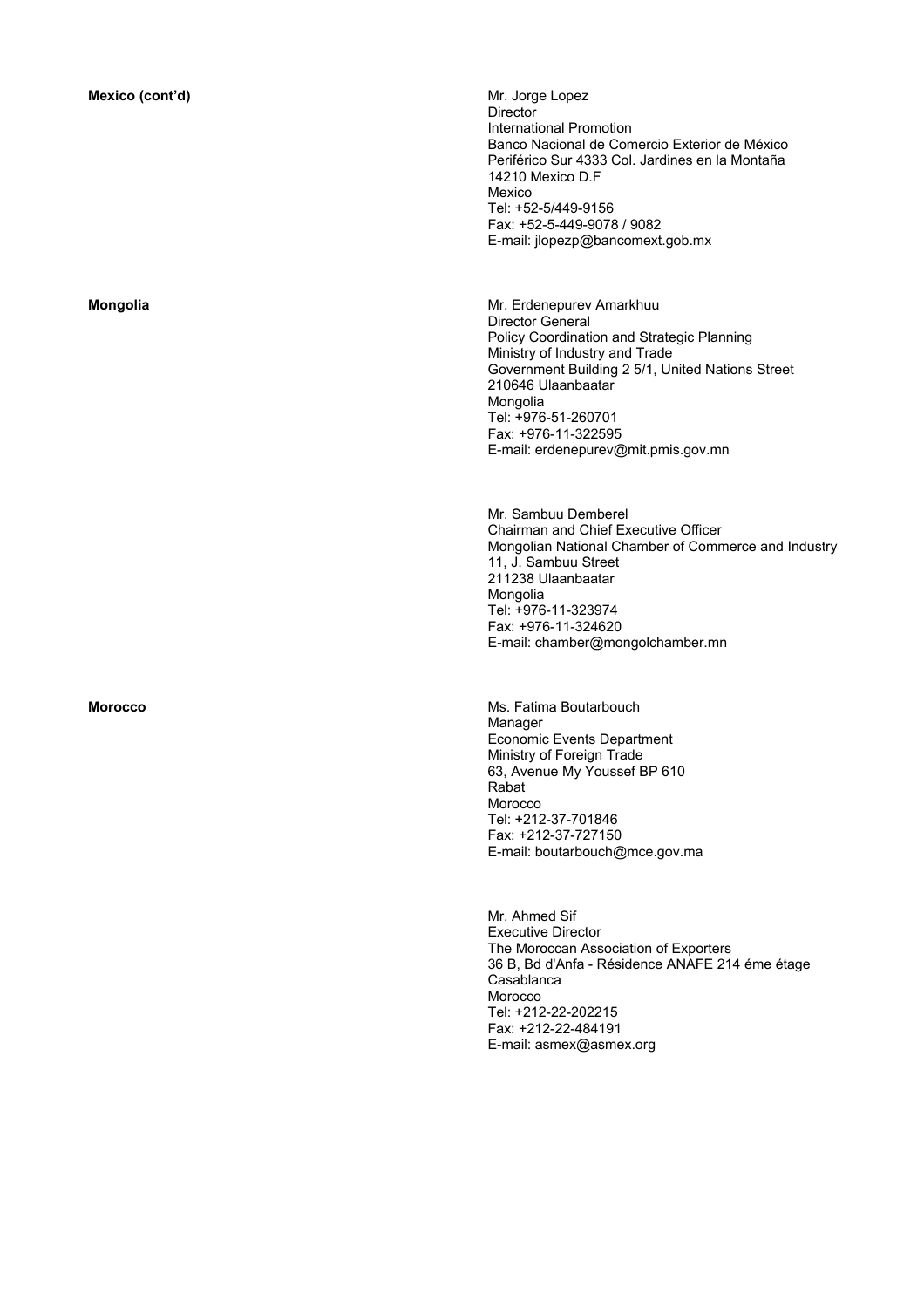**Mexico (cont'd)**

Mr. Jorge Lopez
Director
International Promotion
Banco Nacional de Comercio Exterior de México
Periférico Sur 4333 Col. Jardines en la Montaña
14210 Mexico D.F
Mexico
Tel: +52-5/449-9156
Fax: +52-5-449-9078 / 9082
E-mail: jlopezp@bancomext.gob.mx

**Mongolia**

Mr. Erdenepurev Amarkhuu
Director General
Policy Coordination and Strategic Planning
Ministry of Industry and Trade
Government Building 2 5/1, United Nations Street
210646 Ulaanbaatar
Mongolia
Tel: +976-51-260701
Fax: +976-11-322595
E-mail: erdenepurev@mit.pmis.gov.mn

Mr. Sambuu Demberel
Chairman and Chief Executive Officer
Mongolian National Chamber of Commerce and Industry
11, J. Sambuu Street
211238 Ulaanbaatar
Mongolia
Tel: +976-11-323974
Fax: +976-11-324620
E-mail: chamber@mongolchamber.mn

**Morocco**

Ms. Fatima Boutarbouch
Manager
Economic Events Department
Ministry of Foreign Trade
63, Avenue My Youssef BP 610
Rabat
Morocco
Tel: +212-37-701846
Fax: +212-37-727150
E-mail: boutarbouch@mce.gov.ma

Mr. Ahmed Sif
Executive Director
The Moroccan Association of Exporters
36 B, Bd d'Anfa - Résidence ANAFE 214 éme étage
Casablanca
Morocco
Tel: +212-22-202215
Fax: +212-22-484191
E-mail: asmex@asmex.org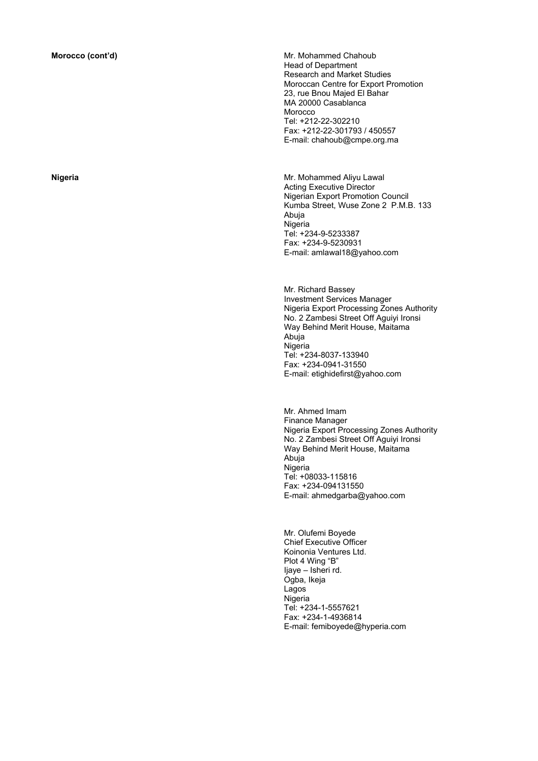**Morocco (cont'd)**

Mr. Mohammed Chahoub
Head of Department
Research and Market Studies
Moroccan Centre for Export Promotion
23, rue Bnou Majed El Bahar
MA 20000 Casablanca
Morocco
Tel: +212-22-302210
Fax: +212-22-301793 / 450557
E-mail: chahoub@cmpe.org.ma

**Nigeria**

Mr. Mohammed Aliyu Lawal
Acting Executive Director
Nigerian Export Promotion Council
Kumba Street, Wuse Zone 2 P.M.B. 133
Abuja
Nigeria
Tel: +234-9-5233387
Fax: +234-9-5230931
E-mail: amlawal18@yahoo.com

Mr. Richard Bassey
Investment Services Manager
Nigeria Export Processing Zones Authority
No. 2 Zambesi Street Off Aguiyi Ironsi
Way Behind Merit House, Maitama
Abuja
Nigeria
Tel: +234-8037-133940
Fax: +234-0941-31550
E-mail: etighidefirst@yahoo.com

Mr. Ahmed Imam
Finance Manager
Nigeria Export Processing Zones Authority
No. 2 Zambesi Street Off Aguiyi Ironsi
Way Behind Merit House, Maitama
Abuja
Nigeria
Tel: +08033-115816
Fax: +234-094131550
E-mail: ahmedgarba@yahoo.com

Mr. Olufemi Boyede
Chief Executive Officer
Koinonia Ventures Ltd.
Plot 4 Wing "B"
Ijaye – Isheri rd.
Ogba, Ikeja
Lagos
Nigeria
Tel: +234-1-5557621
Fax: +234-1-4936814
E-mail: femiboyede@hyperia.com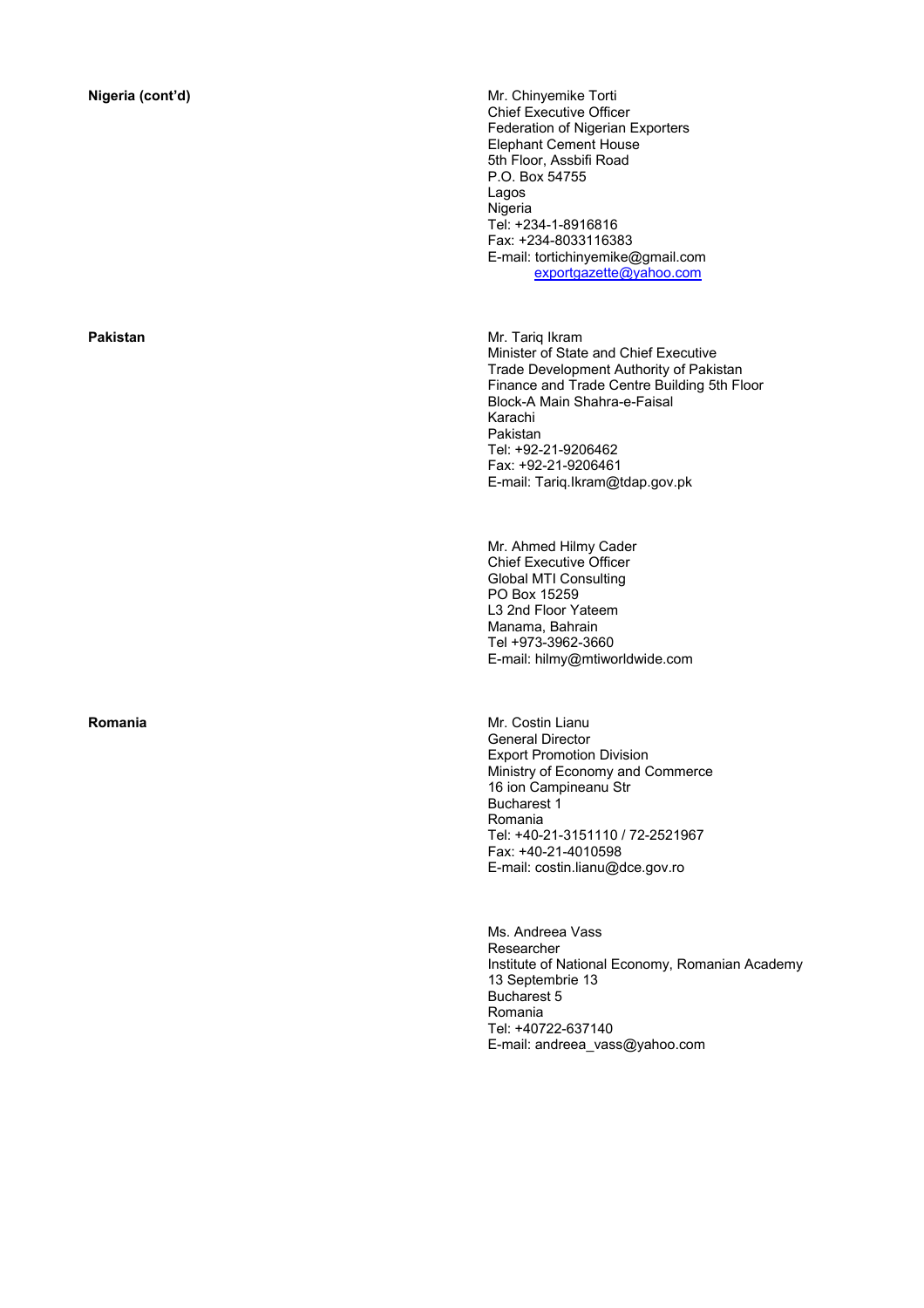**Nigeria (cont'd)**

Mr. Chinyemike Torti
Chief Executive Officer
Federation of Nigerian Exporters
Elephant Cement House
5th Floor, Assbifi Road
P.O. Box 54755
Lagos
Nigeria
Tel: +234-1-8916816
Fax: +234-8033116383
E-mail: tortichinyemike@gmail.com
exportgazette@yahoo.com

**Pakistan**

Mr. Tariq Ikram
Minister of State and Chief Executive
Trade Development Authority of Pakistan
Finance and Trade Centre Building 5th Floor
Block-A Main Shahra-e-Faisal
Karachi
Pakistan
Tel: +92-21-9206462
Fax: +92-21-9206461
E-mail: Tariq.Ikram@tdap.gov.pk

Mr. Ahmed Hilmy Cader
Chief Executive Officer
Global MTI Consulting
PO Box 15259
L3 2nd Floor Yateem
Manama, Bahrain
Tel +973-3962-3660
E-mail: hilmy@mtiworldwide.com

**Romania**

Mr. Costin Lianu
General Director
Export Promotion Division
Ministry of Economy and Commerce
16 ion Campineanu Str
Bucharest 1
Romania
Tel: +40-21-3151110 / 72-2521967
Fax: +40-21-4010598
E-mail: costin.lianu@dce.gov.ro

Ms. Andreea Vass
Researcher
Institute of National Economy, Romanian Academy
13 Septembrie 13
Bucharest 5
Romania
Tel: +40722-637140
E-mail: andreea_vass@yahoo.com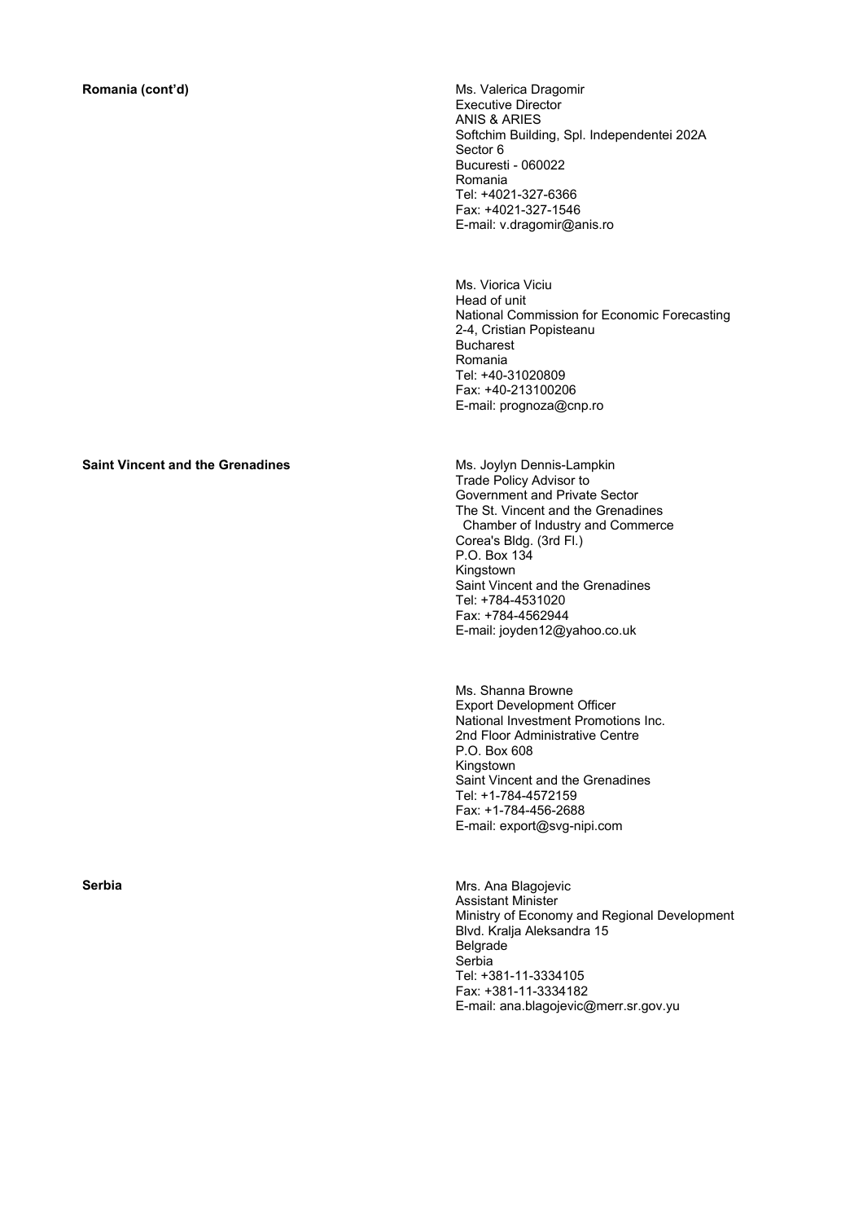**Romania (cont'd)**

Ms. Valerica Dragomir
Executive Director
ANIS & ARIES
Softchim Building, Spl. Independentei 202A
Sector 6
Bucuresti - 060022
Romania
Tel: +4021-327-6366
Fax: +4021-327-1546
E-mail: v.dragomir@anis.ro

Ms. Viorica Viciu
Head of unit
National Commission for Economic Forecasting
2-4, Cristian Popisteanu
Bucharest
Romania
Tel: +40-31020809
Fax: +40-213100206
E-mail: prognoza@cnp.ro

**Saint Vincent and the Grenadines**

Ms. Joylyn Dennis-Lampkin
Trade Policy Advisor to
Government and Private Sector
The St. Vincent and the Grenadines
Chamber of Industry and Commerce
Corea's Bldg. (3rd Fl.)
P.O. Box 134
Kingstown
Saint Vincent and the Grenadines
Tel: +784-4531020
Fax: +784-4562944
E-mail: joyden12@yahoo.co.uk

Ms. Shanna Browne
Export Development Officer
National Investment Promotions Inc.
2nd Floor Administrative Centre
P.O. Box 608
Kingstown
Saint Vincent and the Grenadines
Tel: +1-784-4572159
Fax: +1-784-456-2688
E-mail: export@svg-nipi.com

**Serbia**

Mrs. Ana Blagojevic
Assistant Minister
Ministry of Economy and Regional Development
Blvd. Kralja Aleksandra 15
Belgrade
Serbia
Tel: +381-11-3334105
Fax: +381-11-3334182
E-mail: ana.blagojevic@merr.sr.gov.yu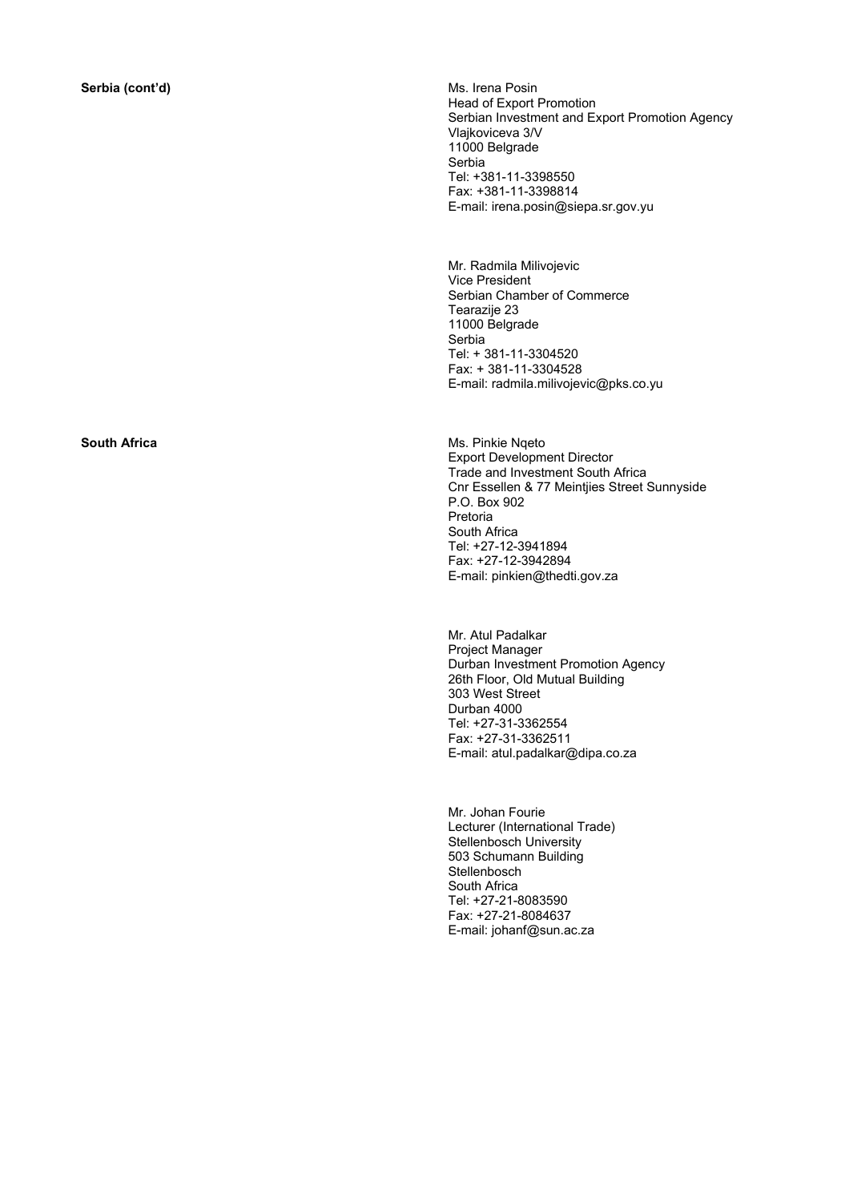**Serbia (cont'd)**

Ms. Irena Posin
Head of Export Promotion
Serbian Investment and Export Promotion Agency
Vlajkoviceva 3/V
11000 Belgrade
Serbia
Tel: +381-11-3398550
Fax: +381-11-3398814
E-mail: irena.posin@siepa.sr.gov.yu

Mr. Radmila Milivojevic
Vice President
Serbian Chamber of Commerce
Tearazije 23
11000 Belgrade
Serbia
Tel: + 381-11-3304520
Fax: + 381-11-3304528
E-mail: radmila.milivojevic@pks.co.yu

**South Africa**

Ms. Pinkie Nqeto
Export Development Director
Trade and Investment South Africa
Cnr Essellen & 77 Meintjies Street Sunnyside
P.O. Box 902
Pretoria
South Africa
Tel: +27-12-3941894
Fax: +27-12-3942894
E-mail: pinkien@thedti.gov.za

Mr. Atul Padalkar
Project Manager
Durban Investment Promotion Agency
26th Floor, Old Mutual Building
303 West Street
Durban 4000
Tel: +27-31-3362554
Fax: +27-31-3362511
E-mail: atul.padalkar@dipa.co.za

Mr. Johan Fourie
Lecturer (International Trade)
Stellenbosch University
503 Schumann Building
Stellenbosch
South Africa
Tel: +27-21-8083590
Fax: +27-21-8084637
E-mail: johanf@sun.ac.za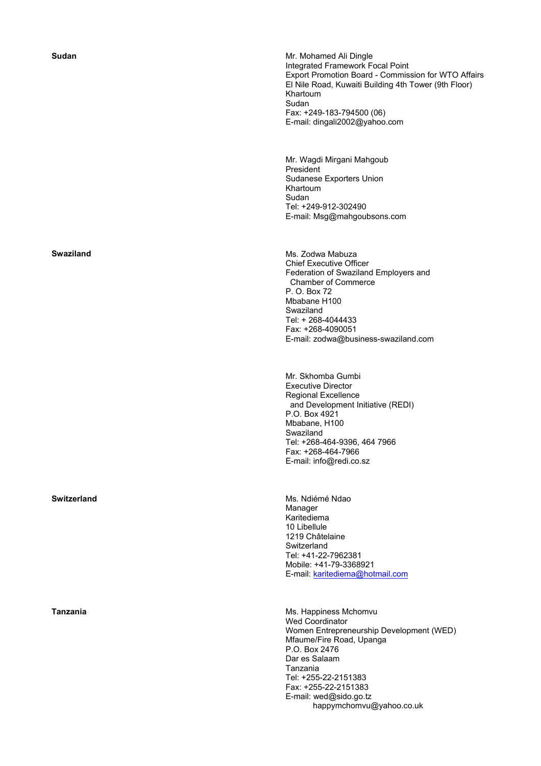**Sudan**

Mr. Mohamed Ali Dingle
Integrated Framework Focal Point
Export Promotion Board - Commission for WTO Affairs
El Nile Road, Kuwaiti Building 4th Tower (9th Floor)
Khartoum
Sudan
Fax: +249-183-794500 (06)
E-mail: dingali2002@yahoo.com

Mr. Wagdi Mirgani Mahgoub
President
Sudanese Exporters Union
Khartoum
Sudan
Tel: +249-912-302490
E-mail: Msg@mahgoubsons.com

**Swaziland**

Ms. Zodwa Mabuza
Chief Executive Officer
Federation of Swaziland Employers and Chamber of Commerce
P. O. Box 72
Mbabane H100
Swaziland
Tel: + 268-4044433
Fax: +268-4090051
E-mail: zodwa@business-swaziland.com

Mr. Skhomba Gumbi
Executive Director
Regional Excellence and Development Initiative (REDI)
P.O. Box 4921
Mbabane, H100
Swaziland
Tel: +268-464-9396, 464 7966
Fax: +268-464-7966
E-mail: info@redi.co.sz

**Switzerland**

Ms. Ndiémé Ndao
Manager
Karitediema
10 Libellule
1219 Châtelaine
Switzerland
Tel: +41-22-7962381
Mobile: +41-79-3368921
E-mail: karitediema@hotmail.com

**Tanzania**

Ms. Happiness Mchomvu
Wed Coordinator
Women Entrepreneurship Development (WED)
Mfaume/Fire Road, Upanga
P.O. Box 2476
Dar es Salaam
Tanzania
Tel: +255-22-2151383
Fax: +255-22-2151383
E-mail: wed@sido.go.tz
happymchomvu@yahoo.co.uk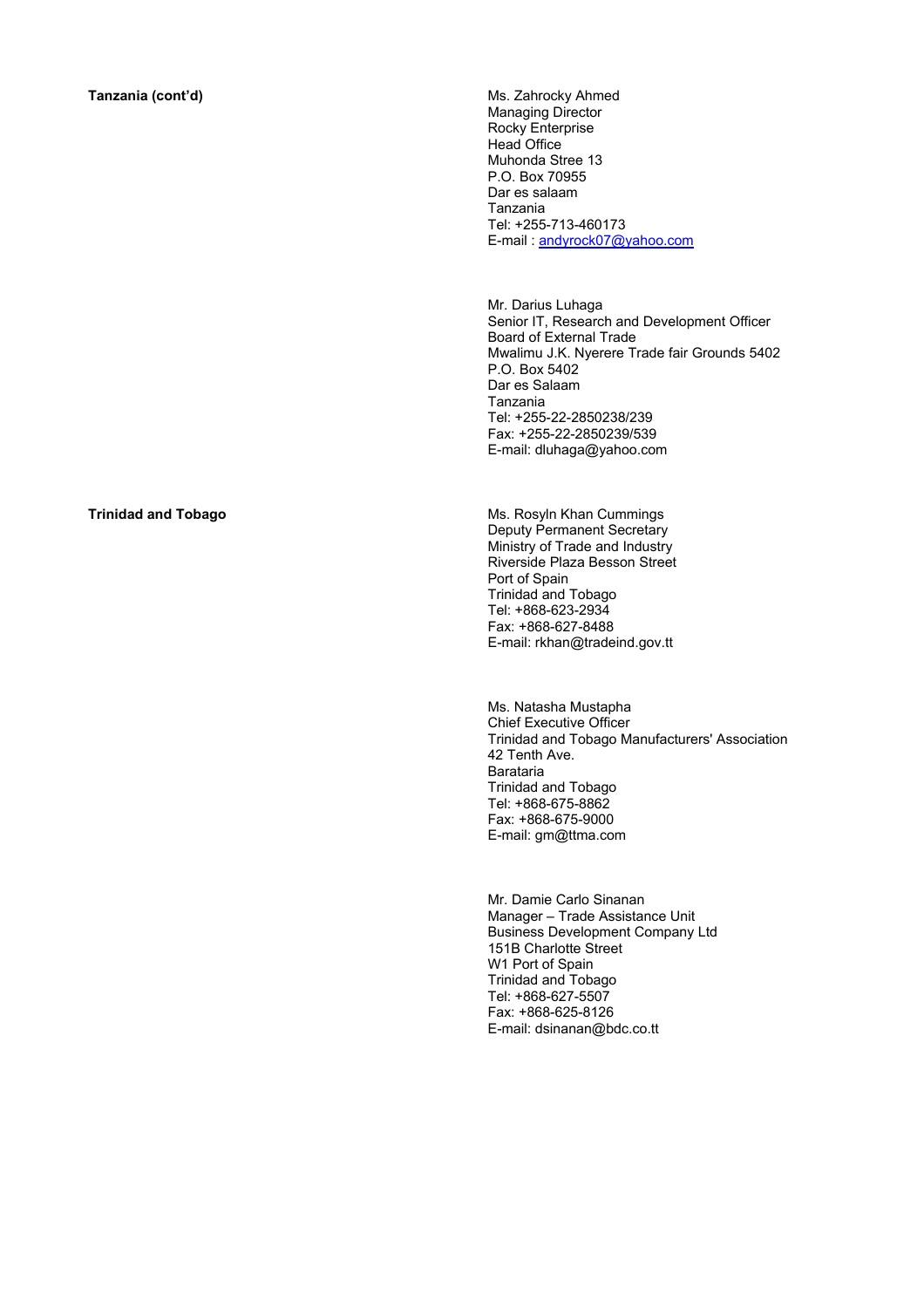**Tanzania (cont'd)**

Ms. Zahrocky Ahmed
Managing Director
Rocky Enterprise
Head Office
Muhonda Stree 13
P.O. Box 70955
Dar es salaam
Tanzania
Tel: +255-713-460173
E-mail : andyrock07@yahoo.com

Mr. Darius Luhaga
Senior IT, Research and Development Officer
Board of External Trade
Mwalimu J.K. Nyerere Trade fair Grounds 5402
P.O. Box 5402
Dar es Salaam
Tanzania
Tel: +255-22-2850238/239
Fax: +255-22-2850239/539
E-mail: dluhaga@yahoo.com

**Trinidad and Tobago**

Ms. Rosyln Khan Cummings
Deputy Permanent Secretary
Ministry of Trade and Industry
Riverside Plaza Besson Street
Port of Spain
Trinidad and Tobago
Tel: +868-623-2934
Fax: +868-627-8488
E-mail: rkhan@tradeind.gov.tt

Ms. Natasha Mustapha
Chief Executive Officer
Trinidad and Tobago Manufacturers' Association
42 Tenth Ave.
Barataria
Trinidad and Tobago
Tel: +868-675-8862
Fax: +868-675-9000
E-mail: gm@ttma.com

Mr. Damie Carlo Sinanan
Manager – Trade Assistance Unit
Business Development Company Ltd
151B Charlotte Street
W1 Port of Spain
Trinidad and Tobago
Tel: +868-627-5507
Fax: +868-625-8126
E-mail: dsinanan@bdc.co.tt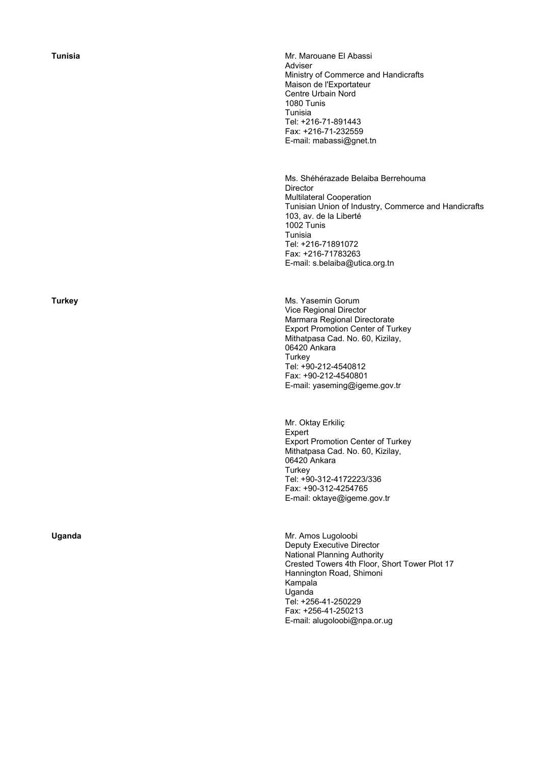**Tunisia**

Mr. Marouane El Abassi
Adviser
Ministry of Commerce and Handicrafts
Maison de l'Exportateur
Centre Urbain Nord
1080 Tunis
Tunisia
Tel: +216-71-891443
Fax: +216-71-232559
E-mail: mabassi@gnet.tn

Ms. Shéhérazade Belaiba Berrehouma
Director
Multilateral Cooperation
Tunisian Union of Industry, Commerce and Handicrafts
103, av. de la Liberté
1002 Tunis
Tunisia
Tel: +216-71891072
Fax: +216-71783263
E-mail: s.belaiba@utica.org.tn

**Turkey**

Ms. Yasemin Gorum
Vice Regional Director
Marmara Regional Directorate
Export Promotion Center of Turkey
Mithatpasa Cad. No. 60, Kizilay,
06420 Ankara
Turkey
Tel: +90-212-4540812
Fax: +90-212-4540801
E-mail: yaseming@igeme.gov.tr

Mr. Oktay Erkiliç
Expert
Export Promotion Center of Turkey
Mithatpasa Cad. No. 60, Kizilay,
06420 Ankara
Turkey
Tel: +90-312-4172223/336
Fax: +90-312-4254765
E-mail: oktaye@igeme.gov.tr

**Uganda**

Mr. Amos Lugoloobi
Deputy Executive Director
National Planning Authority
Crested Towers 4th Floor, Short Tower Plot 17
Hannington Road, Shimoni
Kampala
Uganda
Tel: +256-41-250229
Fax: +256-41-250213
E-mail: alugoloobi@npa.or.ug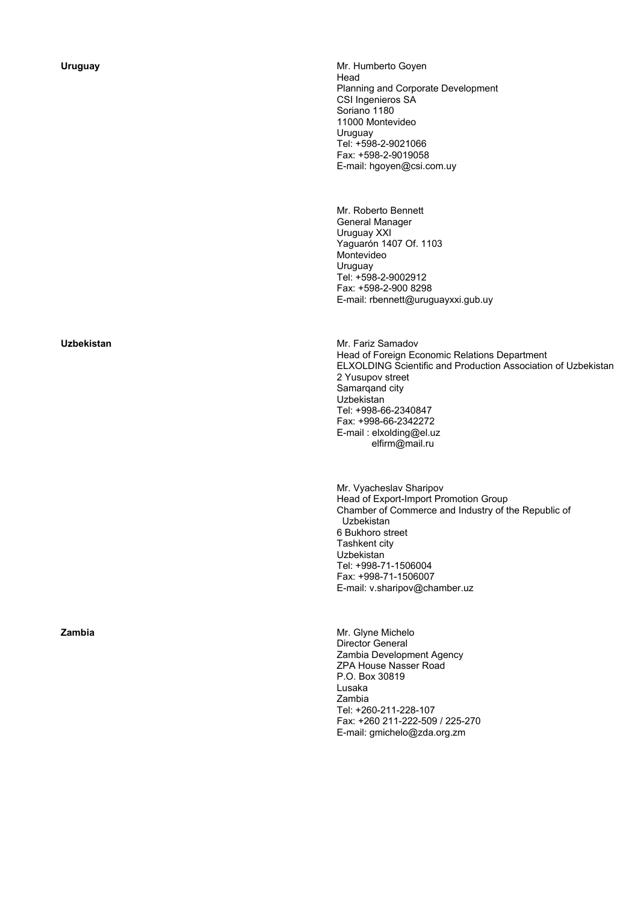**Uruguay**

Mr. Humberto Goyen
Head
Planning and Corporate Development
CSI Ingenieros SA
Soriano 1180
11000 Montevideo
Uruguay
Tel: +598-2-9021066
Fax: +598-2-9019058
E-mail: hgoyen@csi.com.uy

Mr. Roberto Bennett
General Manager
Uruguay XXI
Yaguarón 1407 Of. 1103
Montevideo
Uruguay
Tel: +598-2-9002912
Fax: +598-2-900 8298
E-mail: rbennett@uruguayxxi.gub.uy

**Uzbekistan**

Mr. Fariz Samadov
Head of Foreign Economic Relations Department
ELXOLDING Scientific and Production Association of Uzbekistan
2 Yusupov street
Samarqand city
Uzbekistan
Tel: +998-66-2340847
Fax: +998-66-2342272
E-mail : elxolding@el.uz
elfirm@mail.ru

Mr. Vyacheslav Sharipov
Head of Export-Import Promotion Group
Chamber of Commerce and Industry of the Republic of Uzbekistan
6 Bukhoro street
Tashkent city
Uzbekistan
Tel: +998-71-1506004
Fax: +998-71-1506007
E-mail: v.sharipov@chamber.uz

**Zambia**

Mr. Glyne Michelo
Director General
Zambia Development Agency
ZPA House Nasser Road
P.O. Box 30819
Lusaka
Zambia
Tel: +260-211-228-107
Fax: +260 211-222-509 / 225-270
E-mail: gmichelo@zda.org.zm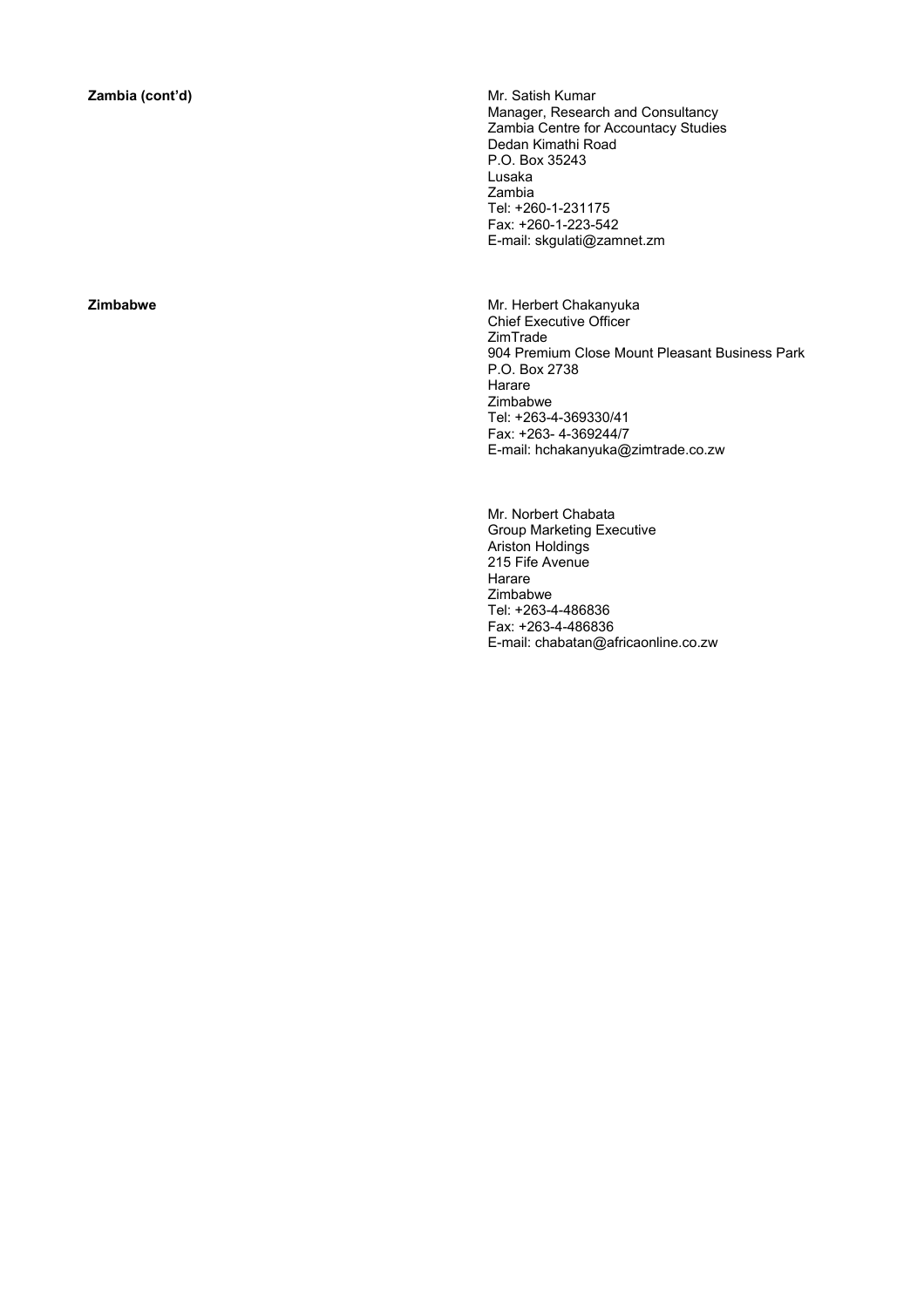**Zambia (cont'd)**

Mr. Satish Kumar
Manager, Research and Consultancy
Zambia Centre for Accountacy Studies
Dedan Kimathi Road
P.O. Box 35243
Lusaka
Zambia
Tel: +260-1-231175
Fax: +260-1-223-542
E-mail: skgulati@zamnet.zm

**Zimbabwe**

Mr. Herbert Chakanyuka
Chief Executive Officer
ZimTrade
904 Premium Close Mount Pleasant Business Park
P.O. Box 2738
Harare
Zimbabwe
Tel: +263-4-369330/41
Fax: +263- 4-369244/7
E-mail: hchakanyuka@zimtrade.co.zw

Mr. Norbert Chabata
Group Marketing Executive
Ariston Holdings
215 Fife Avenue
Harare
Zimbabwe
Tel: +263-4-486836
Fax: +263-4-486836
E-mail: chabatan@africaonline.co.zw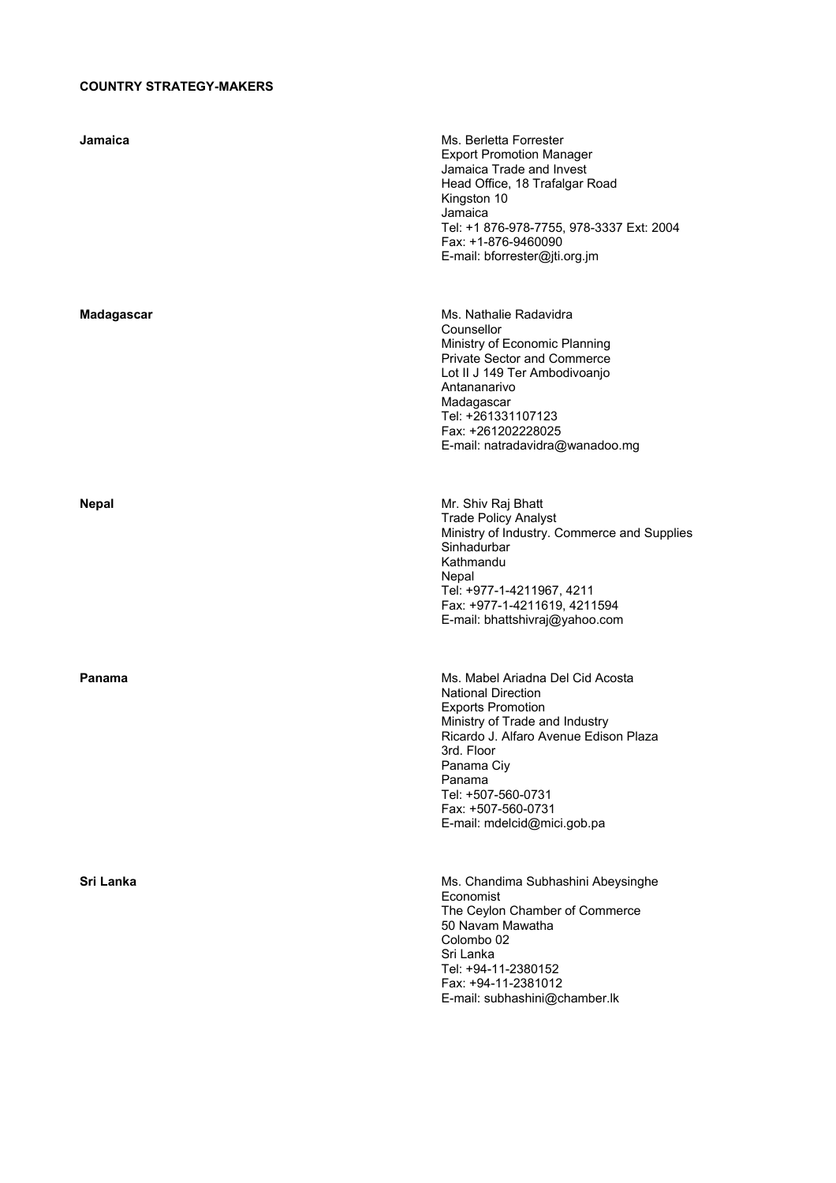**COUNTRY STRATEGY-MAKERS**

**Jamaica**

Ms. Berletta Forrester
Export Promotion Manager
Jamaica Trade and Invest
Head Office, 18 Trafalgar Road
Kingston 10
Jamaica
Tel: +1 876-978-7755, 978-3337 Ext: 2004
Fax: +1-876-9460090
E-mail: bforrester@jti.org.jm

**Madagascar**

Ms. Nathalie Radavidra
Counsellor
Ministry of Economic Planning
Private Sector and Commerce
Lot II J 149 Ter Ambodivoanjo
Antananarivo
Madagascar
Tel: +261331107123
Fax: +261202228025
E-mail: natradavidra@wanadoo.mg

**Nepal**

Mr. Shiv Raj Bhatt
Trade Policy Analyst
Ministry of Industry. Commerce and Supplies
Sinhadurbar
Kathmandu
Nepal
Tel: +977-1-4211967, 4211
Fax: +977-1-4211619, 4211594
E-mail: bhattshivraj@yahoo.com

**Panama**

Ms. Mabel Ariadna Del Cid Acosta
National Direction
Exports Promotion
Ministry of Trade and Industry
Ricardo J. Alfaro Avenue Edison Plaza
3rd. Floor
Panama Ciy
Panama
Tel: +507-560-0731
Fax: +507-560-0731
E-mail: mdelcid@mici.gob.pa

**Sri Lanka**

Ms. Chandima Subhashini Abeysinghe
Economist
The Ceylon Chamber of Commerce
50 Navam Mawatha
Colombo 02
Sri Lanka
Tel: +94-11-2380152
Fax: +94-11-2381012
E-mail: subhashini@chamber.lk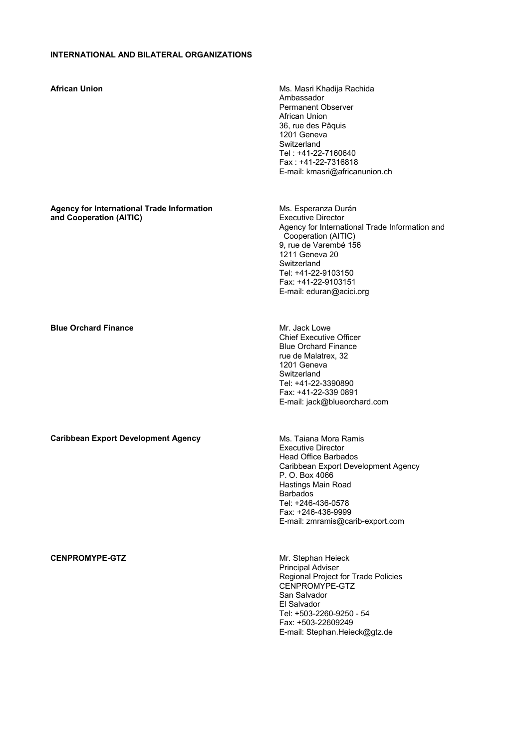**INTERNATIONAL AND BILATERAL ORGANIZATIONS**

**African Union**

Ms. Masri Khadija Rachida
Ambassador
Permanent Observer
African Union
36, rue des Pâquis
1201 Geneva
Switzerland
Tel : +41-22-7160640
Fax : +41-22-7316818
E-mail: kmasri@africanunion.ch

**Agency for International Trade Information and Cooperation (AITIC)**

Ms. Esperanza Durán
Executive Director
Agency for International Trade Information and Cooperation (AITIC)
9, rue de Varembé 156
1211 Geneva 20
Switzerland
Tel: +41-22-9103150
Fax: +41-22-9103151
E-mail: eduran@acici.org

**Blue Orchard Finance**

Mr. Jack Lowe
Chief Executive Officer
Blue Orchard Finance
rue de Malatrex, 32
1201 Geneva
Switzerland
Tel: +41-22-3390890
Fax: +41-22-339 0891
E-mail: jack@blueorchard.com

**Caribbean Export Development Agency**

Ms. Taiana Mora Ramis
Executive Director
Head Office Barbados
Caribbean Export Development Agency
P. O. Box 4066
Hastings Main Road
Barbados
Tel: +246-436-0578
Fax: +246-436-9999
E-mail: zmramis@carib-export.com

**CENPROMYPE-GTZ**

Mr. Stephan Heieck
Principal Adviser
Regional Project for Trade Policies
CENPROMYPE-GTZ
San Salvador
El Salvador
Tel: +503-2260-9250 - 54
Fax: +503-22609249
E-mail: Stephan.Heieck@gtz.de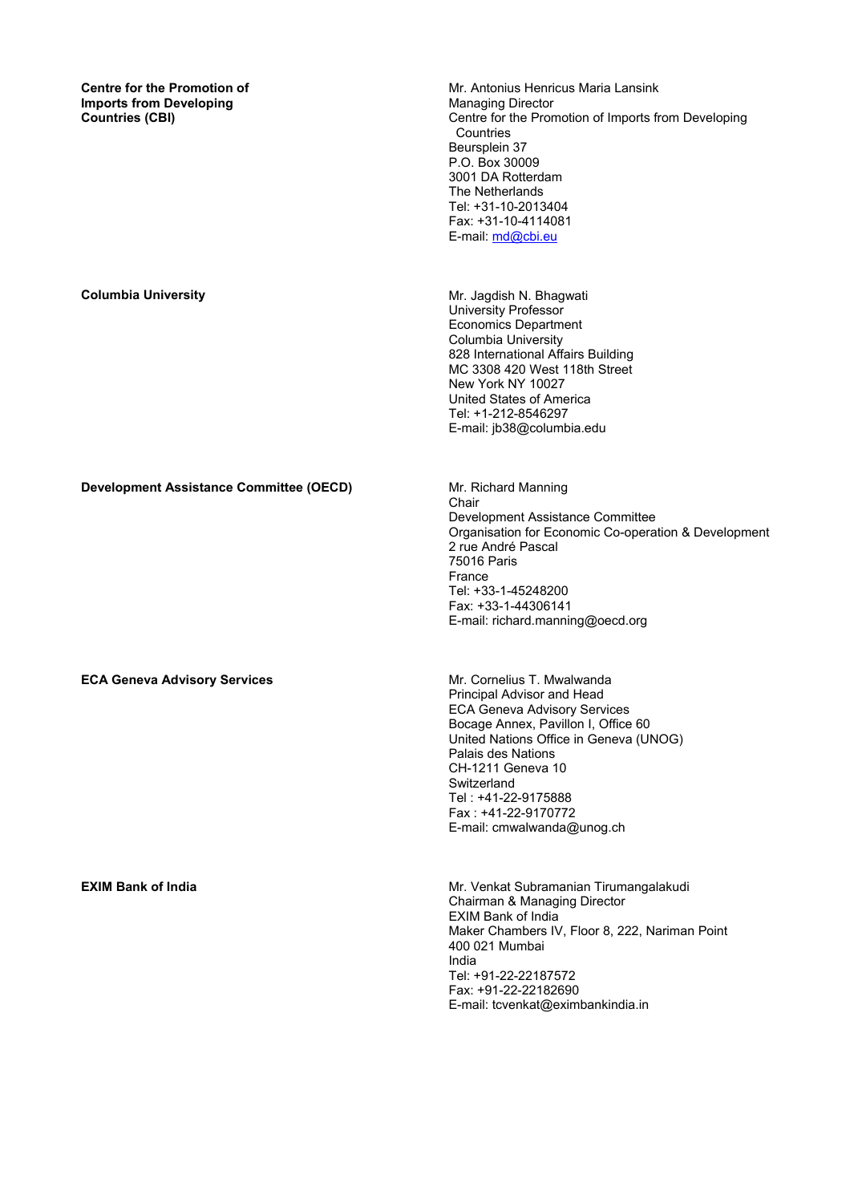**Centre for the Promotion of Imports from Developing Countries (CBI)**

Mr. Antonius Henricus Maria Lansink
Managing Director
Centre for the Promotion of Imports from Developing Countries
Beursplein 37
P.O. Box 30009
3001 DA Rotterdam
The Netherlands
Tel: +31-10-2013404
Fax: +31-10-4114081
E-mail: md@cbi.eu

**Columbia University**

Mr. Jagdish N. Bhagwati
University Professor
Economics Department
Columbia University
828 International Affairs Building
MC 3308 420 West 118th Street
New York NY 10027
United States of America
Tel: +1-212-8546297
E-mail: jb38@columbia.edu

**Development Assistance Committee (OECD)**

Mr. Richard Manning
Chair
Development Assistance Committee
Organisation for Economic Co-operation & Development
2 rue André Pascal
75016 Paris
France
Tel: +33-1-45248200
Fax: +33-1-44306141
E-mail: richard.manning@oecd.org

**ECA Geneva Advisory Services**

Mr. Cornelius T. Mwalwanda
Principal Advisor and Head
ECA Geneva Advisory Services
Bocage Annex, Pavillon I, Office 60
United Nations Office in Geneva (UNOG)
Palais des Nations
CH-1211 Geneva 10
Switzerland
Tel : +41-22-9175888
Fax : +41-22-9170772
E-mail: cmwalwanda@unog.ch

**EXIM Bank of India**

Mr. Venkat Subramanian Tirumangalakudi
Chairman & Managing Director
EXIM Bank of India
Maker Chambers IV, Floor 8, 222, Nariman Point
400 021 Mumbai
India
Tel: +91-22-22187572
Fax: +91-22-22182690
E-mail: tcvenkat@eximbankindia.in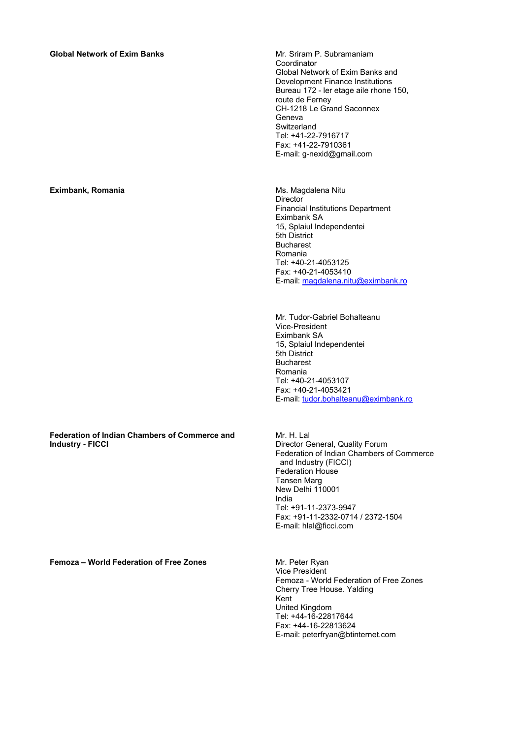**Global Network of Exim Banks**

Mr. Sriram P. Subramaniam
Coordinator
Global Network of Exim Banks and
Development Finance Institutions
Bureau 172 - Ier etage aile rhone 150,
route de Ferney
CH-1218 Le Grand Saconnex
Geneva
Switzerland
Tel: +41-22-7916717
Fax: +41-22-7910361
E-mail: g-nexid@gmail.com

**Eximbank, Romania**

Ms. Magdalena Nitu
Director
Financial Institutions Department
Eximbank SA
15, Splaiul Independentei
5th District
Bucharest
Romania
Tel: +40-21-4053125
Fax: +40-21-4053410
E-mail: magdalena.nitu@eximbank.ro

Mr. Tudor-Gabriel Bohalteanu
Vice-President
Eximbank SA
15, Splaiul Independentei
5th District
Bucharest
Romania
Tel: +40-21-4053107
Fax: +40-21-4053421
E-mail: tudor.bohalteanu@eximbank.ro

**Federation of Indian Chambers of Commerce and Industry - FICCI**

Mr. H. Lal
Director General, Quality Forum
Federation of Indian Chambers of Commerce and Industry (FICCI)
Federation House
Tansen Marg
New Delhi 110001
India
Tel: +91-11-2373-9947
Fax: +91-11-2332-0714 / 2372-1504
E-mail: hlal@ficci.com

**Femoza – World Federation of Free Zones**

Mr. Peter Ryan
Vice President
Femoza - World Federation of Free Zones
Cherry Tree House. Yalding
Kent
United Kingdom
Tel: +44-16-22817644
Fax: +44-16-22813624
E-mail: peterfryan@btinternet.com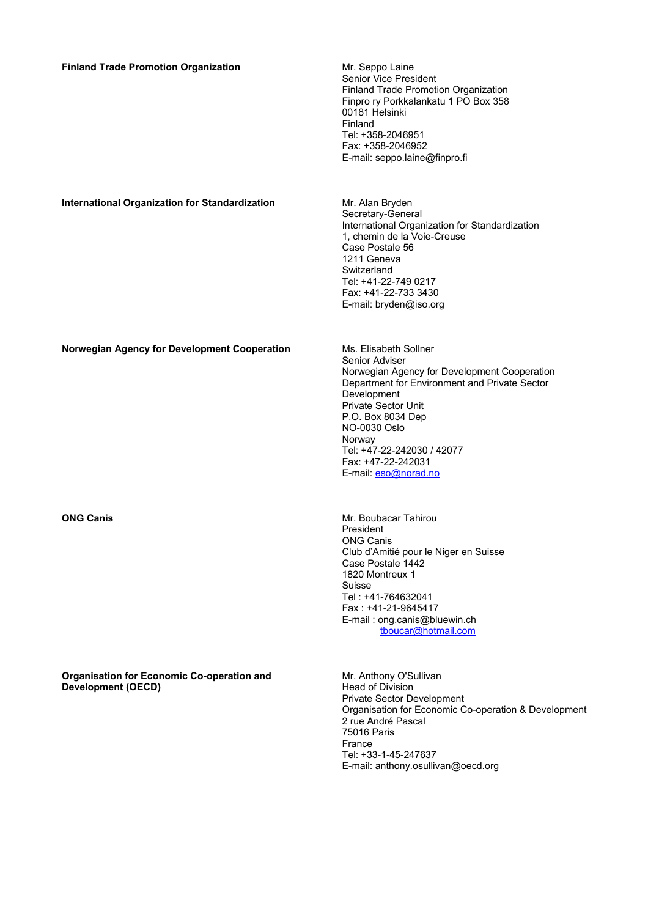**Finland Trade Promotion Organization**

Mr. Seppo Laine
Senior Vice President
Finland Trade Promotion Organization
Finpro ry Porkkalankatu 1 PO Box 358
00181 Helsinki
Finland
Tel: +358-2046951
Fax: +358-2046952
E-mail: seppo.laine@finpro.fi

**International Organization for Standardization**

Mr. Alan Bryden
Secretary-General
International Organization for Standardization
1, chemin de la Voie-Creuse
Case Postale 56
1211 Geneva
Switzerland
Tel: +41-22-749 0217
Fax: +41-22-733 3430
E-mail: bryden@iso.org

**Norwegian Agency for Development Cooperation**

Ms. Elisabeth Sollner
Senior Adviser
Norwegian Agency for Development Cooperation
Department for Environment and Private Sector Development
Private Sector Unit
P.O. Box 8034 Dep
NO-0030 Oslo
Norway
Tel: +47-22-242030 / 42077
Fax: +47-22-242031
E-mail: eso@norad.no

**ONG Canis**

Mr. Boubacar Tahirou
President
ONG Canis
Club d'Amitié pour le Niger en Suisse
Case Postale 1442
1820 Montreux 1
Suisse
Tel : +41-764632041
Fax : +41-21-9645417
E-mail : ong.canis@bluewin.ch
tboucar@hotmail.com

**Organisation for Economic Co-operation and Development (OECD)**

Mr. Anthony O'Sullivan
Head of Division
Private Sector Development
Organisation for Economic Co-operation & Development
2 rue André Pascal
75016 Paris
France
Tel: +33-1-45-247637
E-mail: anthony.osullivan@oecd.org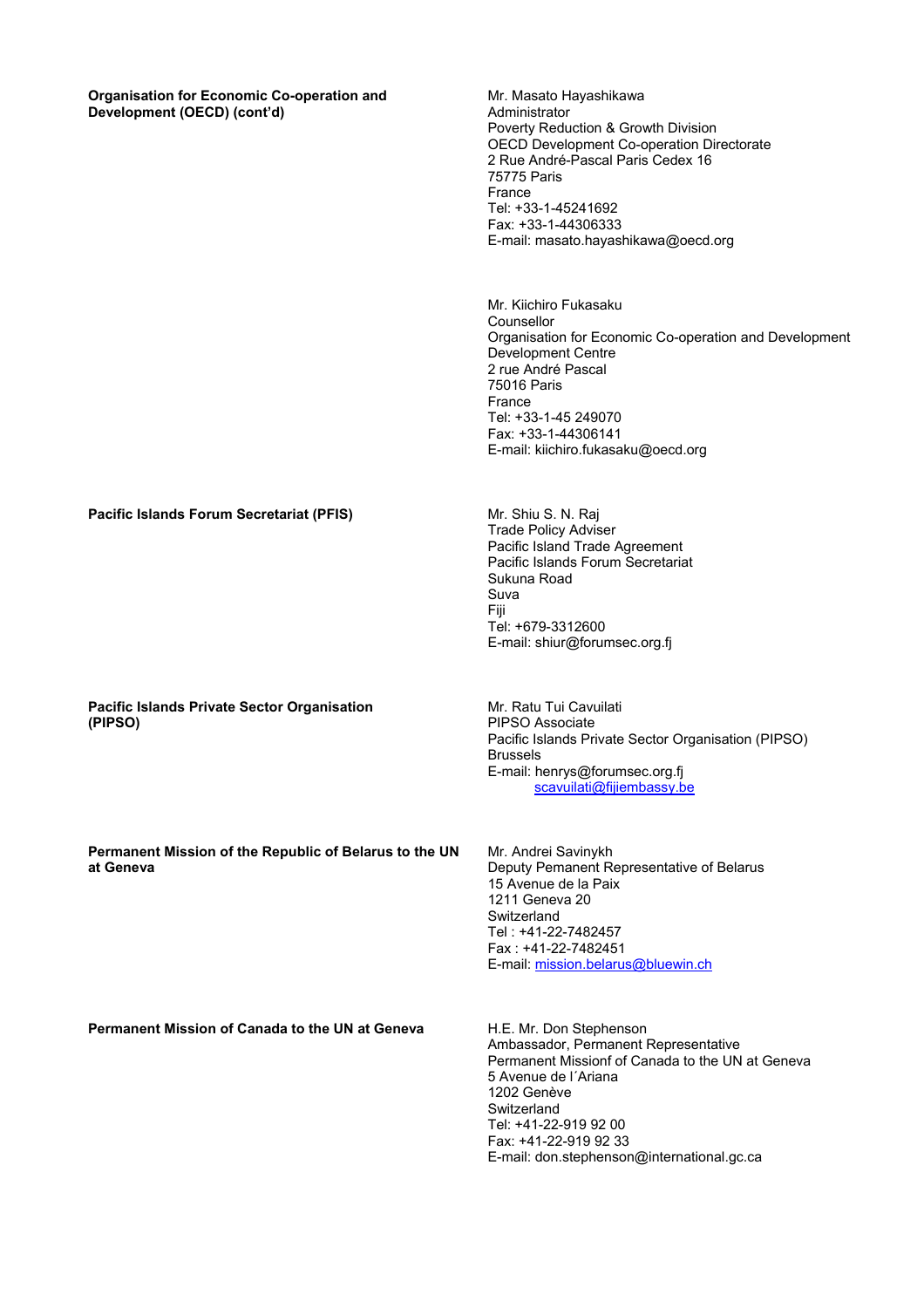**Organisation for Economic Co-operation and Development (OECD) (cont'd)**

Mr. Masato Hayashikawa
Administrator
Poverty Reduction & Growth Division
OECD Development Co-operation Directorate
2 Rue André-Pascal Paris Cedex 16
75775 Paris
France
Tel: +33-1-45241692
Fax: +33-1-44306333
E-mail: masato.hayashikawa@oecd.org

Mr. Kiichiro Fukasaku
Counsellor
Organisation for Economic Co-operation and Development
Development Centre
2 rue André Pascal
75016 Paris
France
Tel: +33-1-45 249070
Fax: +33-1-44306141
E-mail: kiichiro.fukasaku@oecd.org

**Pacific Islands Forum Secretariat (PFIS)**

Mr. Shiu S. N. Raj
Trade Policy Adviser
Pacific Island Trade Agreement
Pacific Islands Forum Secretariat
Sukuna Road
Suva
Fiji
Tel: +679-3312600
E-mail: shiur@forumsec.org.fj

**Pacific Islands Private Sector Organisation (PIPSO)**

Mr. Ratu Tui Cavuilati
PIPSO Associate
Pacific Islands Private Sector Organisation (PIPSO)
Brussels
E-mail: henrys@forumsec.org.fj
scavuilati@fijiembassy.be

**Permanent Mission of the Republic of Belarus to the UN at Geneva**

Mr. Andrei Savinykh
Deputy Pemanent Representative of Belarus
15 Avenue de la Paix
1211 Geneva 20
Switzerland
Tel : +41-22-7482457
Fax : +41-22-7482451
E-mail: mission.belarus@bluewin.ch

**Permanent Mission of Canada to the UN at Geneva**

H.E. Mr. Don Stephenson
Ambassador, Permanent Representative
Permanent Missionf of Canada to the UN at Geneva
5 Avenue de l´Ariana
1202 Genève
Switzerland
Tel: +41-22-919 92 00
Fax: +41-22-919 92 33
E-mail: don.stephenson@international.gc.ca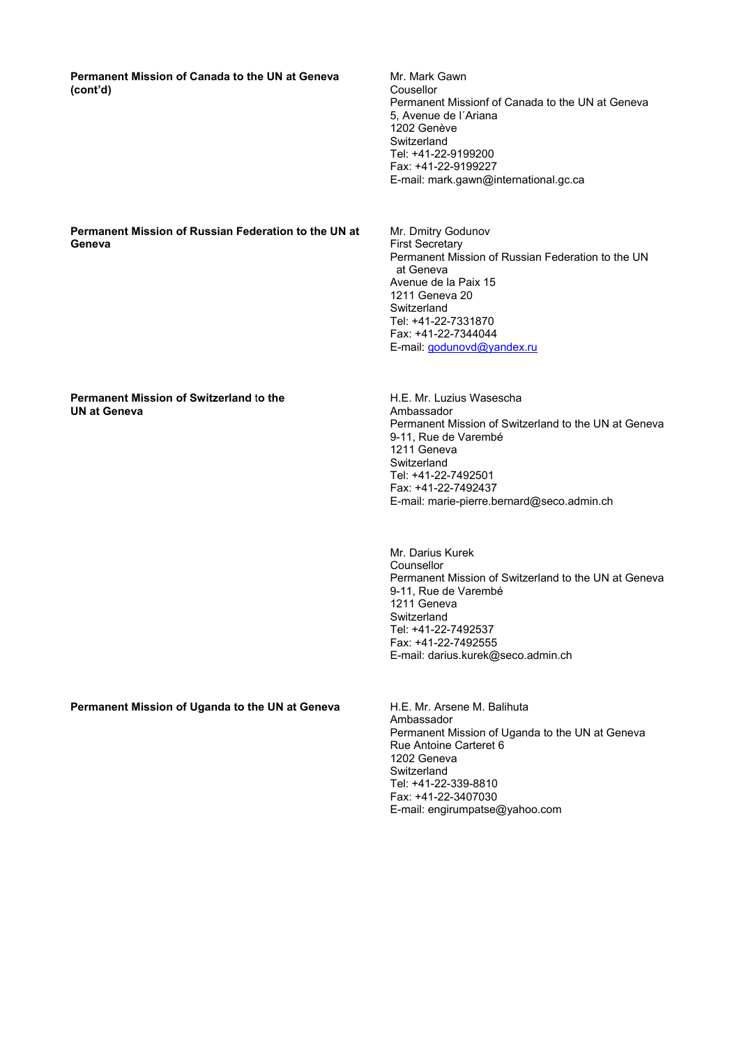| | |
|---|---|
| **Permanent Mission of Canada to the UN at Geneva (cont'd)** | Mr. Mark Gawn<br>Cousellor<br>Permanent Missionf of Canada to the UN at Geneva<br>5, Avenue de l´Ariana<br>1202 Genève<br>Switzerland<br>Tel: +41-22-9199200<br>Fax: +41-22-9199227<br>E-mail: mark.gawn@international.gc.ca |
| **Permanent Mission of Russian Federation to the UN at Geneva** | Mr. Dmitry Godunov<br>First Secretary<br>Permanent Mission of Russian Federation to the UN at Geneva<br>Avenue de la Paix 15<br>1211 Geneva 20<br>Switzerland<br>Tel: +41-22-7331870<br>Fax: +41-22-7344044<br>E-mail: godunovd@yandex.ru |
| **Permanent Mission of Switzerland to the UN at Geneva** | H.E. Mr. Luzius Wasescha<br>Ambassador<br>Permanent Mission of Switzerland to the UN at Geneva<br>9-11, Rue de Varembé<br>1211 Geneva<br>Switzerland<br>Tel: +41-22-7492501<br>Fax: +41-22-7492437<br>E-mail: marie-pierre.bernard@seco.admin.ch |
| | Mr. Darius Kurek<br>Counsellor<br>Permanent Mission of Switzerland to the UN at Geneva<br>9-11, Rue de Varembé<br>1211 Geneva<br>Switzerland<br>Tel: +41-22-7492537<br>Fax: +41-22-7492555<br>E-mail: darius.kurek@seco.admin.ch |
| **Permanent Mission of Uganda to the UN at Geneva** | H.E. Mr. Arsene M. Balihuta<br>Ambassador<br>Permanent Mission of Uganda to the UN at Geneva<br>Rue Antoine Carteret 6<br>1202 Geneva<br>Switzerland<br>Tel: +41-22-339-8810<br>Fax: +41-22-3407030<br>E-mail: engirumpatse@yahoo.com |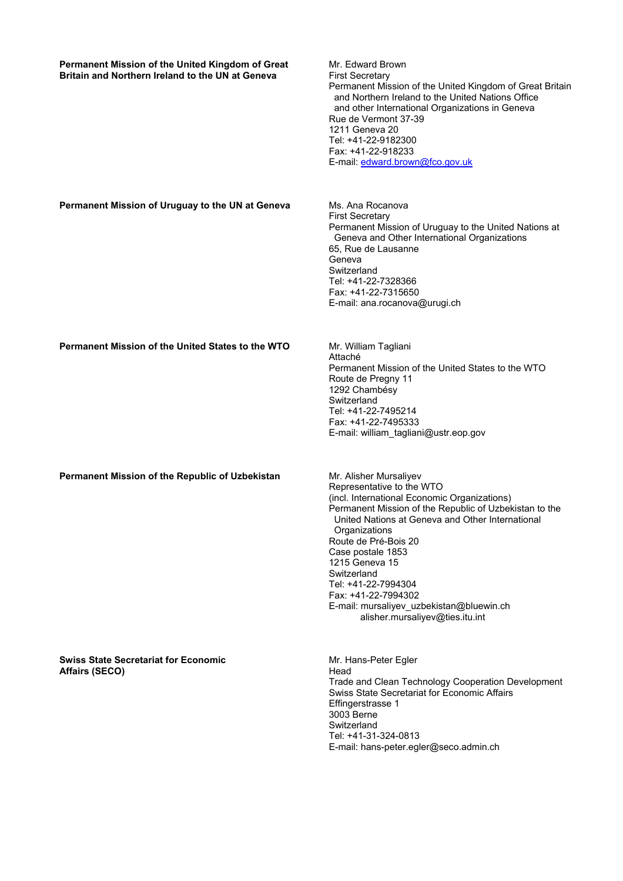**Permanent Mission of the United Kingdom of Great Britain and Northern Ireland to the UN at Geneva**

Mr. Edward Brown
First Secretary
Permanent Mission of the United Kingdom of Great Britain and Northern Ireland to the United Nations Office and other International Organizations in Geneva
Rue de Vermont 37-39
1211 Geneva 20
Tel: +41-22-9182300
Fax: +41-22-918233
E-mail: edward.brown@fco.gov.uk

**Permanent Mission of Uruguay to the UN at Geneva**

Ms. Ana Rocanova
First Secretary
Permanent Mission of Uruguay to the United Nations at Geneva and Other International Organizations
65, Rue de Lausanne
Geneva
Switzerland
Tel: +41-22-7328366
Fax: +41-22-7315650
E-mail: ana.rocanova@urugi.ch

**Permanent Mission of the United States to the WTO**

Mr. William Tagliani
Attaché
Permanent Mission of the United States to the WTO
Route de Pregny 11
1292 Chambésy
Switzerland
Tel: +41-22-7495214
Fax: +41-22-7495333
E-mail: william_tagliani@ustr.eop.gov

**Permanent Mission of the Republic of Uzbekistan**

Mr. Alisher Mursaliyev
Representative to the WTO
(incl. International Economic Organizations)
Permanent Mission of the Republic of Uzbekistan to the United Nations at Geneva and Other International Organizations
Route de Pré-Bois 20
Case postale 1853
1215 Geneva 15
Switzerland
Tel: +41-22-7994304
Fax: +41-22-7994302
E-mail: mursaliyev_uzbekistan@bluewin.ch
alisher.mursaliyev@ties.itu.int

**Swiss State Secretariat for Economic Affairs (SECO)**

Mr. Hans-Peter Egler
Head
Trade and Clean Technology Cooperation Development
Swiss State Secretariat for Economic Affairs
Effingerstrasse 1
3003 Berne
Switzerland
Tel: +41-31-324-0813
E-mail: hans-peter.egler@seco.admin.ch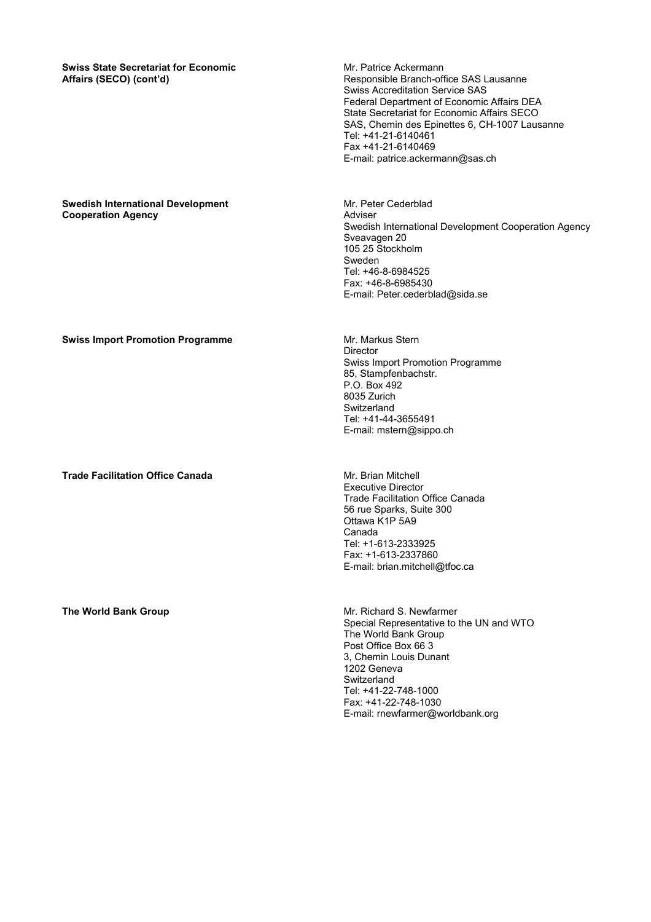**Swiss State Secretariat for Economic Affairs (SECO) (cont'd)**

Mr. Patrice Ackermann
Responsible Branch-office SAS Lausanne
Swiss Accreditation Service SAS
Federal Department of Economic Affairs DEA
State Secretariat for Economic Affairs SECO
SAS, Chemin des Epinettes 6, CH-1007 Lausanne
Tel: +41-21-6140461
Fax +41-21-6140469
E-mail: patrice.ackermann@sas.ch

**Swedish International Development Cooperation Agency**

Mr. Peter Cederblad
Adviser
Swedish International Development Cooperation Agency
Sveavagen 20
105 25 Stockholm
Sweden
Tel: +46-8-6984525
Fax: +46-8-6985430
E-mail: Peter.cederblad@sida.se

**Swiss Import Promotion Programme**

Mr. Markus Stern
Director
Swiss Import Promotion Programme
85, Stampfenbachstr.
P.O. Box 492
8035 Zurich
Switzerland
Tel: +41-44-3655491
E-mail: mstern@sippo.ch

**Trade Facilitation Office Canada**

Mr. Brian Mitchell
Executive Director
Trade Facilitation Office Canada
56 rue Sparks, Suite 300
Ottawa K1P 5A9
Canada
Tel: +1-613-2333925
Fax: +1-613-2337860
E-mail: brian.mitchell@tfoc.ca

**The World Bank Group**

Mr. Richard S. Newfarmer
Special Representative to the UN and WTO
The World Bank Group
Post Office Box 66 3
3, Chemin Louis Dunant
1202 Geneva
Switzerland
Tel: +41-22-748-1000
Fax: +41-22-748-1030
E-mail: rnewfarmer@worldbank.org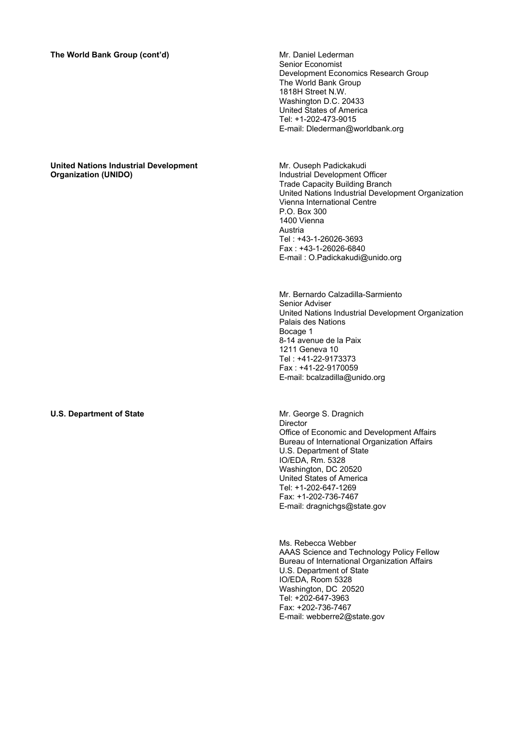**The World Bank Group (cont'd)**

Mr. Daniel Lederman
Senior Economist
Development Economics Research Group
The World Bank Group
1818H Street N.W.
Washington D.C. 20433
United States of America
Tel: +1-202-473-9015
E-mail: Dlederman@worldbank.org

**United Nations Industrial Development Organization (UNIDO)**

Mr. Ouseph Padickakudi
Industrial Development Officer
Trade Capacity Building Branch
United Nations Industrial Development Organization
Vienna International Centre
P.O. Box 300
1400 Vienna
Austria
Tel : +43-1-26026-3693
Fax : +43-1-26026-6840
E-mail : O.Padickakudi@unido.org

Mr. Bernardo Calzadilla-Sarmiento
Senior Adviser
United Nations Industrial Development Organization
Palais des Nations
Bocage 1
8-14 avenue de la Paix
1211 Geneva 10
Tel : +41-22-9173373
Fax : +41-22-9170059
E-mail: bcalzadilla@unido.org

**U.S. Department of State**

Mr. George S. Dragnich
Director
Office of Economic and Development Affairs
Bureau of International Organization Affairs
U.S. Department of State
IO/EDA, Rm. 5328
Washington, DC 20520
United States of America
Tel: +1-202-647-1269
Fax: +1-202-736-7467
E-mail: dragnichgs@state.gov

Ms. Rebecca Webber
AAAS Science and Technology Policy Fellow
Bureau of International Organization Affairs
U.S. Department of State
IO/EDA, Room 5328
Washington, DC 20520
Tel: +202-647-3963
Fax: +202-736-7467
E-mail: webberre2@state.gov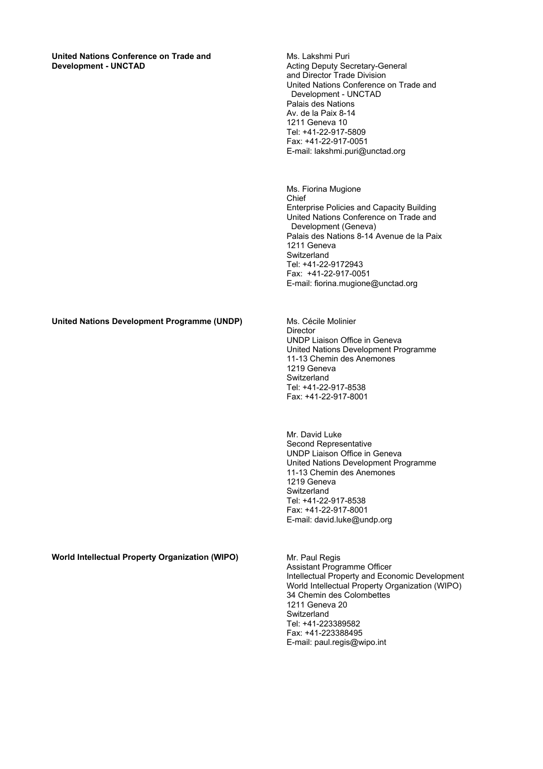**United Nations Conference on Trade and Development - UNCTAD**

Ms. Lakshmi Puri
Acting Deputy Secretary-General
and Director Trade Division
United Nations Conference on Trade and
Development - UNCTAD
Palais des Nations
Av. de la Paix 8-14
1211 Geneva 10
Tel: +41-22-917-5809
Fax: +41-22-917-0051
E-mail: lakshmi.puri@unctad.org

Ms. Fiorina Mugione
Chief
Enterprise Policies and Capacity Building
United Nations Conference on Trade and
Development (Geneva)
Palais des Nations 8-14 Avenue de la Paix
1211 Geneva
Switzerland
Tel: +41-22-9172943
Fax: +41-22-917-0051
E-mail: fiorina.mugione@unctad.org

**United Nations Development Programme (UNDP)**

Ms. Cécile Molinier
Director
UNDP Liaison Office in Geneva
United Nations Development Programme
11-13 Chemin des Anemones
1219 Geneva
Switzerland
Tel: +41-22-917-8538
Fax: +41-22-917-8001

Mr. David Luke
Second Representative
UNDP Liaison Office in Geneva
United Nations Development Programme
11-13 Chemin des Anemones
1219 Geneva
Switzerland
Tel: +41-22-917-8538
Fax: +41-22-917-8001
E-mail: david.luke@undp.org

**World Intellectual Property Organization (WIPO)**

Mr. Paul Regis
Assistant Programme Officer
Intellectual Property and Economic Development
World Intellectual Property Organization (WIPO)
34 Chemin des Colombettes
1211 Geneva 20
Switzerland
Tel: +41-223389582
Fax: +41-223388495
E-mail: paul.regis@wipo.int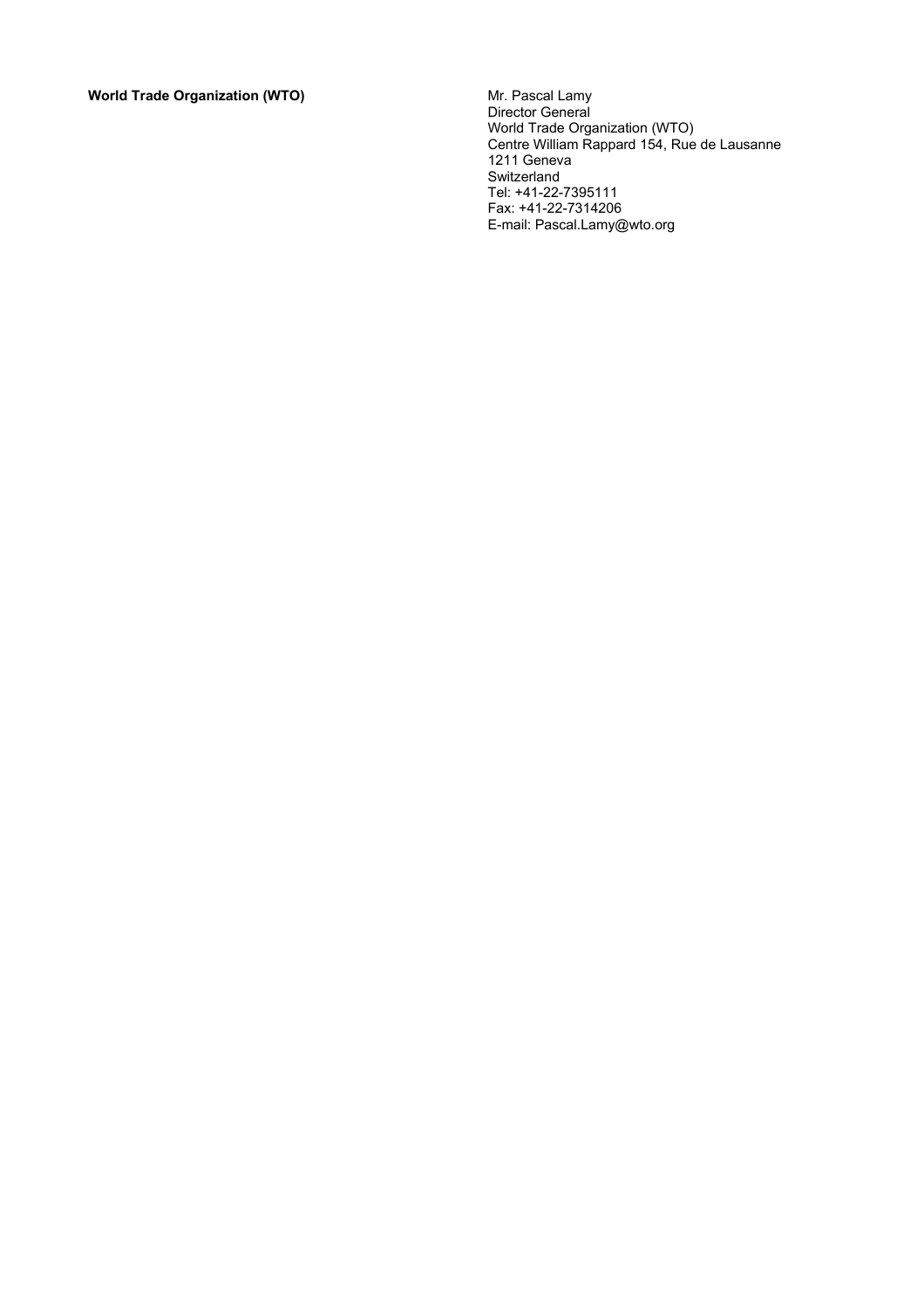| **World Trade Organization (WTO)** | Mr. Pascal Lamy<br>Director General<br>World Trade Organization (WTO)<br>Centre William Rappard 154, Rue de Lausanne<br>1211 Geneva<br>Switzerland<br>Tel: +41-22-7395111<br>Fax: +41-22-7314206<br>E-mail: Pascal.Lamy@wto.org |
|---|---|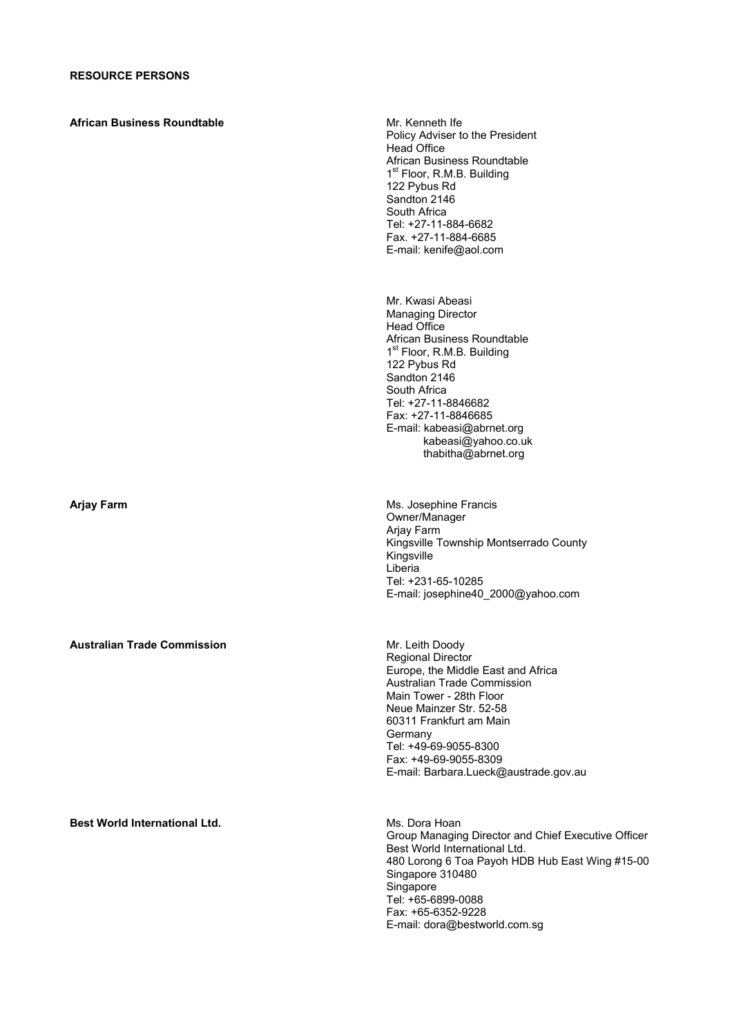**RESOURCE PERSONS**

**African Business Roundtable**

Mr. Kenneth Ife
Policy Adviser to the President
Head Office
African Business Roundtable
1st Floor, R.M.B. Building
122 Pybus Rd
Sandton 2146
South Africa
Tel: +27-11-884-6682
Fax. +27-11-884-6685
E-mail: kenife@aol.com

Mr. Kwasi Abeasi
Managing Director
Head Office
African Business Roundtable
1st Floor, R.M.B. Building
122 Pybus Rd
Sandton 2146
South Africa
Tel: +27-11-8846682
Fax: +27-11-8846685
E-mail: kabeasi@abrnet.org
kabeasi@yahoo.co.uk
thabitha@abrnet.org

**Arjay Farm**

Ms. Josephine Francis
Owner/Manager
Arjay Farm
Kingsville Township Montserrado County
Kingsville
Liberia
Tel: +231-65-10285
E-mail: josephine40_2000@yahoo.com

**Australian Trade Commission**

Mr. Leith Doody
Regional Director
Europe, the Middle East and Africa
Australian Trade Commission
Main Tower - 28th Floor
Neue Mainzer Str. 52-58
60311 Frankfurt am Main
Germany
Tel: +49-69-9055-8300
Fax: +49-69-9055-8309
E-mail: Barbara.Lueck@austrade.gov.au

**Best World International Ltd.**

Ms. Dora Hoan
Group Managing Director and Chief Executive Officer
Best World International Ltd.
480 Lorong 6 Toa Payoh HDB Hub East Wing #15-00
Singapore 310480
Singapore
Tel: +65-6899-0088
Fax: +65-6352-9228
E-mail: dora@bestworld.com.sg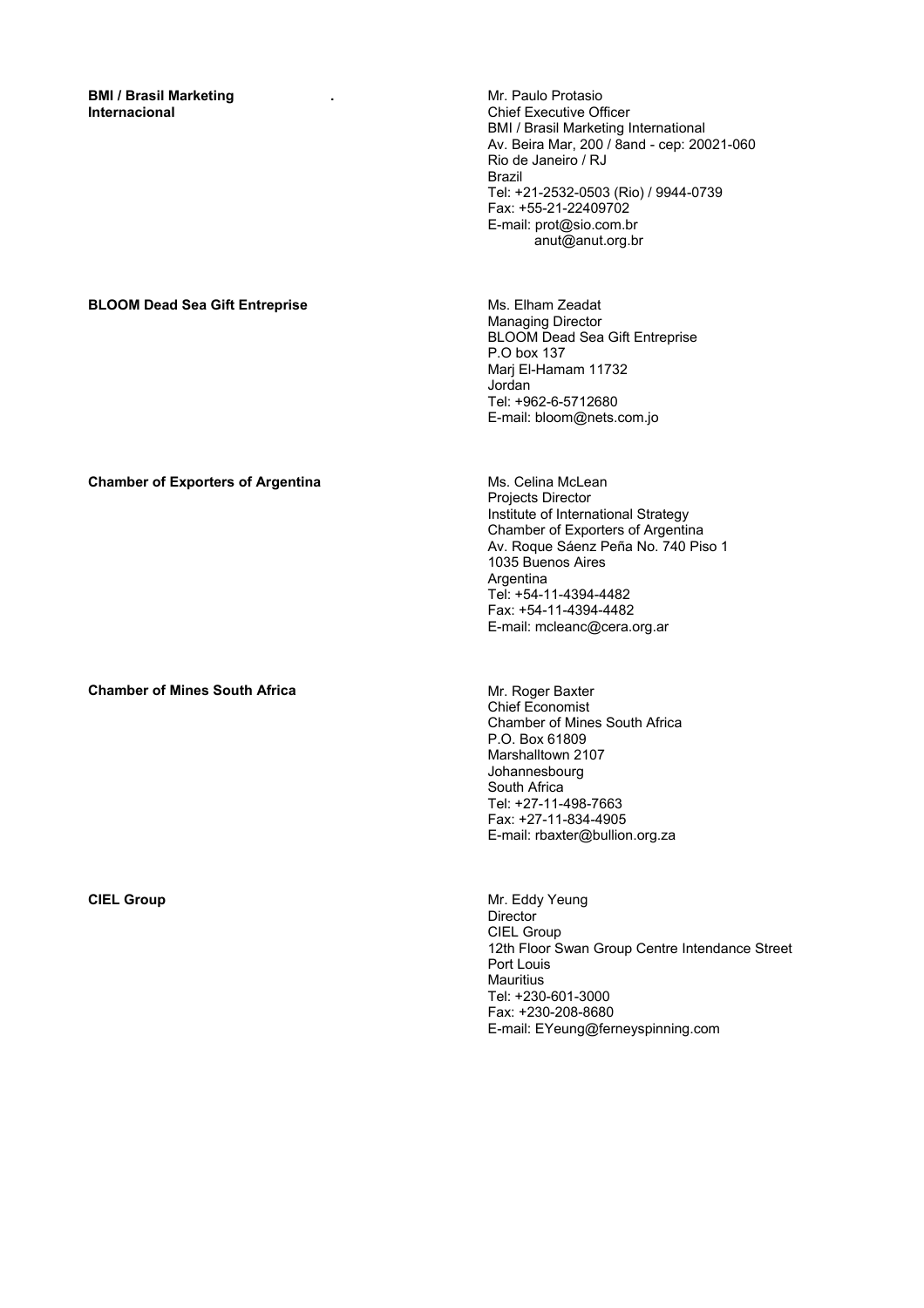**BMI / Brasil Marketing Internacional** .

Mr. Paulo Protasio
Chief Executive Officer
BMI / Brasil Marketing International
Av. Beira Mar, 200 / 8and - cep: 20021-060
Rio de Janeiro / RJ
Brazil
Tel: +21-2532-0503 (Rio) / 9944-0739
Fax: +55-21-22409702
E-mail: prot@sio.com.br
anut@anut.org.br

**BLOOM Dead Sea Gift Entreprise**

Ms. Elham Zeadat
Managing Director
BLOOM Dead Sea Gift Entreprise
P.O box 137
Marj El-Hamam 11732
Jordan
Tel: +962-6-5712680
E-mail: bloom@nets.com.jo

**Chamber of Exporters of Argentina**

Ms. Celina McLean
Projects Director
Institute of International Strategy
Chamber of Exporters of Argentina
Av. Roque Sáenz Peña No. 740 Piso 1
1035 Buenos Aires
Argentina
Tel: +54-11-4394-4482
Fax: +54-11-4394-4482
E-mail: mcleanc@cera.org.ar

**Chamber of Mines South Africa**

Mr. Roger Baxter
Chief Economist
Chamber of Mines South Africa
P.O. Box 61809
Marshalltown 2107
Johannesbourg
South Africa
Tel: +27-11-498-7663
Fax: +27-11-834-4905
E-mail: rbaxter@bullion.org.za

**CIEL Group**

Mr. Eddy Yeung
Director
CIEL Group
12th Floor Swan Group Centre Intendance Street
Port Louis
Mauritius
Tel: +230-601-3000
Fax: +230-208-8680
E-mail: EYeung@ferneyspinning.com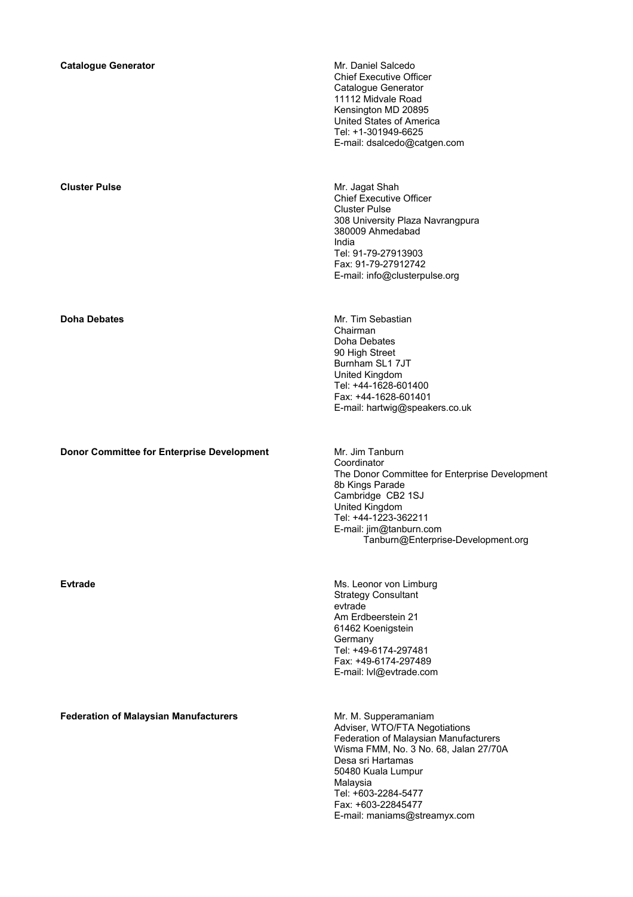**Catalogue Generator**

Mr. Daniel Salcedo
Chief Executive Officer
Catalogue Generator
11112 Midvale Road
Kensington MD 20895
United States of America
Tel: +1-301949-6625
E-mail: dsalcedo@catgen.com

**Cluster Pulse**

Mr. Jagat Shah
Chief Executive Officer
Cluster Pulse
308 University Plaza Navrangpura
380009 Ahmedabad
India
Tel: 91-79-27913903
Fax: 91-79-27912742
E-mail: info@clusterpulse.org

**Doha Debates**

Mr. Tim Sebastian
Chairman
Doha Debates
90 High Street
Burnham SL1 7JT
United Kingdom
Tel: +44-1628-601400
Fax: +44-1628-601401
E-mail: hartwig@speakers.co.uk

**Donor Committee for Enterprise Development**

Mr. Jim Tanburn
Coordinator
The Donor Committee for Enterprise Development
8b Kings Parade
Cambridge CB2 1SJ
United Kingdom
Tel: +44-1223-362211
E-mail: jim@tanburn.com
Tanburn@Enterprise-Development.org

**Evtrade**

Ms. Leonor von Limburg
Strategy Consultant
evtrade
Am Erdbeerstein 21
61462 Koenigstein
Germany
Tel: +49-6174-297481
Fax: +49-6174-297489
E-mail: lvl@evtrade.com

**Federation of Malaysian Manufacturers**

Mr. M. Supperamaniam
Adviser, WTO/FTA Negotiations
Federation of Malaysian Manufacturers
Wisma FMM, No. 3 No. 68, Jalan 27/70A
Desa sri Hartamas
50480 Kuala Lumpur
Malaysia
Tel: +603-2284-5477
Fax: +603-22845477
E-mail: maniams@streamyx.com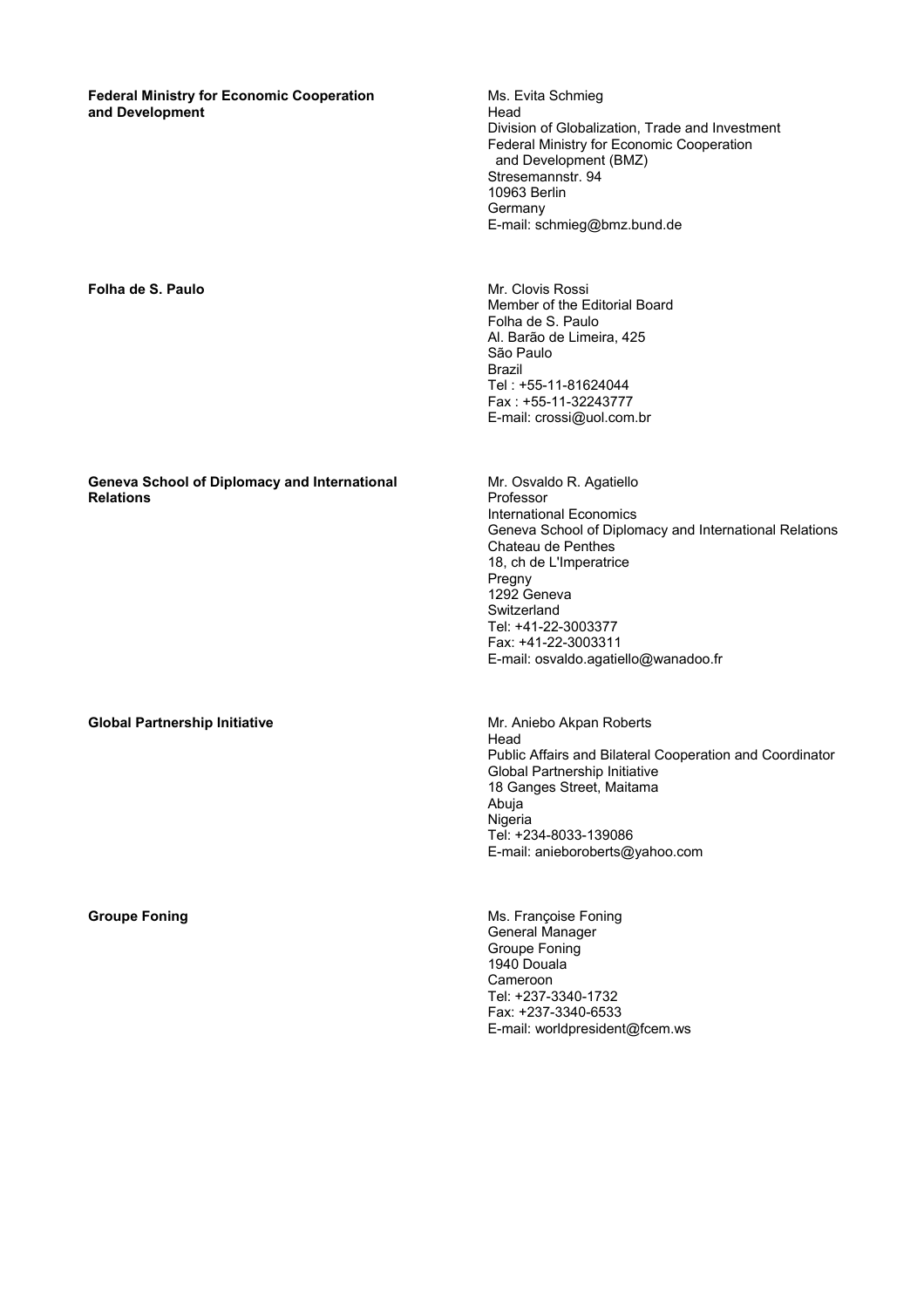**Federal Ministry for Economic Cooperation and Development**

Ms. Evita Schmieg
Head
Division of Globalization, Trade and Investment
Federal Ministry for Economic Cooperation
and Development (BMZ)
Stresemannstr. 94
10963 Berlin
Germany
E-mail: schmieg@bmz.bund.de

**Folha de S. Paulo**

Mr. Clovis Rossi
Member of the Editorial Board
Folha de S. Paulo
Al. Barão de Limeira, 425
São Paulo
Brazil
Tel : +55-11-81624044
Fax : +55-11-32243777
E-mail: crossi@uol.com.br

**Geneva School of Diplomacy and International Relations**

Mr. Osvaldo R. Agatiello
Professor
International Economics
Geneva School of Diplomacy and International Relations
Chateau de Penthes
18, ch de L'Imperatrice
Pregny
1292 Geneva
Switzerland
Tel: +41-22-3003377
Fax: +41-22-3003311
E-mail: osvaldo.agatiello@wanadoo.fr

**Global Partnership Initiative**

Mr. Aniebo Akpan Roberts
Head
Public Affairs and Bilateral Cooperation and Coordinator
Global Partnership Initiative
18 Ganges Street, Maitama
Abuja
Nigeria
Tel: +234-8033-139086
E-mail: anieboroberts@yahoo.com

**Groupe Foning**

Ms. Françoise Foning
General Manager
Groupe Foning
1940 Douala
Cameroon
Tel: +237-3340-1732
Fax: +237-3340-6533
E-mail: worldpresident@fcem.ws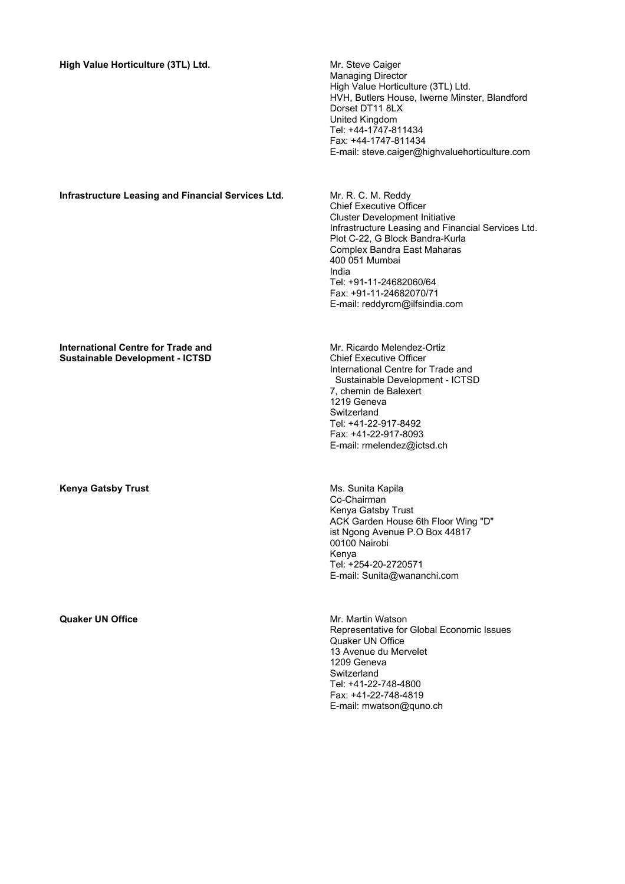**High Value Horticulture (3TL) Ltd.**

Mr. Steve Caiger
Managing Director
High Value Horticulture (3TL) Ltd.
HVH, Butlers House, Iwerne Minster, Blandford
Dorset DT11 8LX
United Kingdom
Tel: +44-1747-811434
Fax: +44-1747-811434
E-mail: steve.caiger@highvaluehorticulture.com

**Infrastructure Leasing and Financial Services Ltd.**

Mr. R. C. M. Reddy
Chief Executive Officer
Cluster Development Initiative
Infrastructure Leasing and Financial Services Ltd.
Plot C-22, G Block Bandra-Kurla
Complex Bandra East Maharas
400 051 Mumbai
India
Tel: +91-11-24682060/64
Fax: +91-11-24682070/71
E-mail: reddyrcm@ilfsindia.com

**International Centre for Trade and Sustainable Development - ICTSD**

Mr. Ricardo Melendez-Ortiz
Chief Executive Officer
International Centre for Trade and Sustainable Development - ICTSD
7, chemin de Balexert
1219 Geneva
Switzerland
Tel: +41-22-917-8492
Fax: +41-22-917-8093
E-mail: rmelendez@ictsd.ch

**Kenya Gatsby Trust**

Ms. Sunita Kapila
Co-Chairman
Kenya Gatsby Trust
ACK Garden House 6th Floor Wing "D"
ist Ngong Avenue P.O Box 44817
00100 Nairobi
Kenya
Tel: +254-20-2720571
E-mail: Sunita@wananchi.com

**Quaker UN Office**

Mr. Martin Watson
Representative for Global Economic Issues
Quaker UN Office
13 Avenue du Mervelet
1209 Geneva
Switzerland
Tel: +41-22-748-4800
Fax: +41-22-748-4819
E-mail: mwatson@quno.ch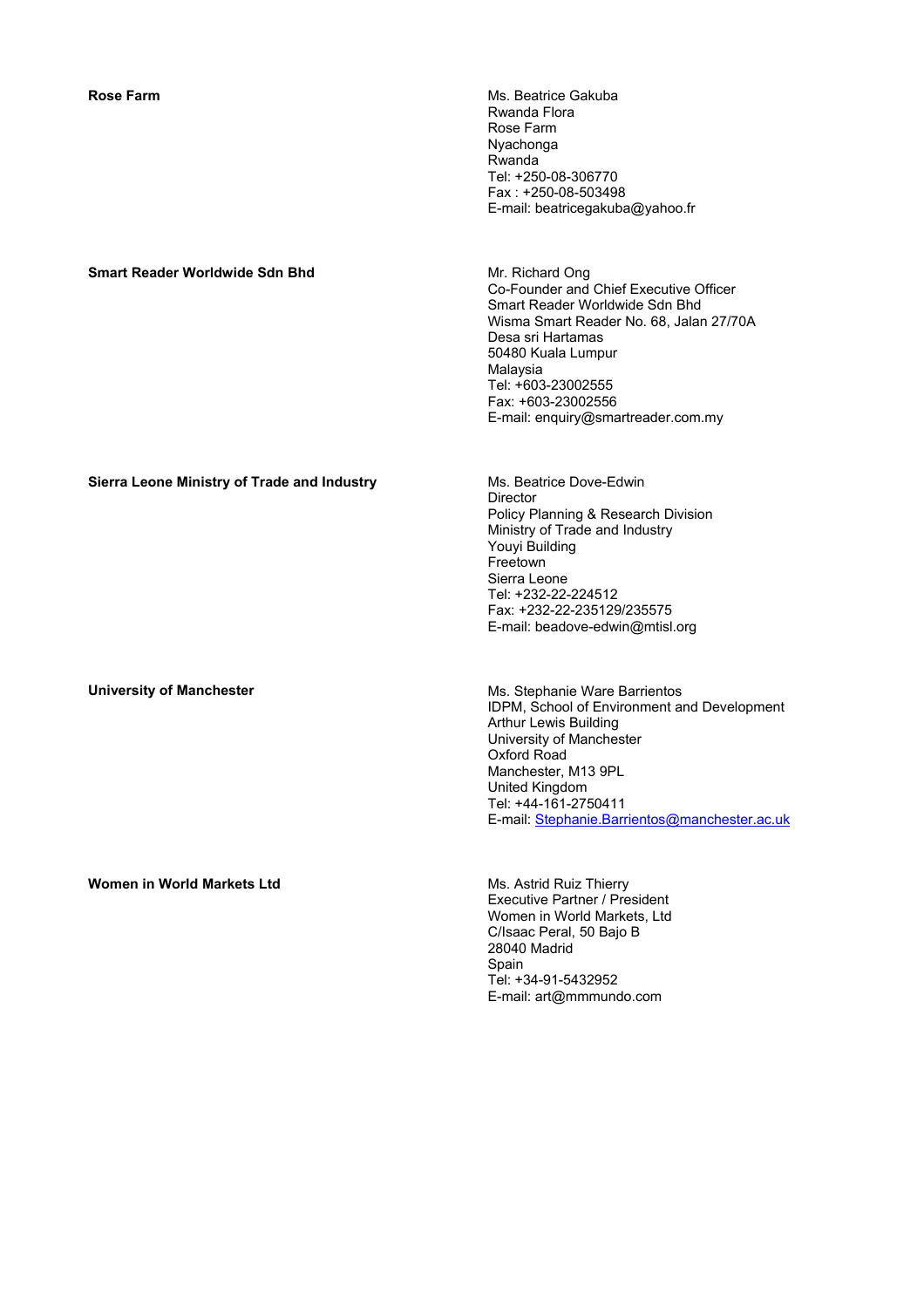**Rose Farm**

Ms. Beatrice Gakuba
Rwanda Flora
Rose Farm
Nyachonga
Rwanda
Tel: +250-08-306770
Fax : +250-08-503498
E-mail: beatricegakuba@yahoo.fr

**Smart Reader Worldwide Sdn Bhd**

Mr. Richard Ong
Co-Founder and Chief Executive Officer
Smart Reader Worldwide Sdn Bhd
Wisma Smart Reader No. 68, Jalan 27/70A
Desa sri Hartamas
50480 Kuala Lumpur
Malaysia
Tel: +603-23002555
Fax: +603-23002556
E-mail: enquiry@smartreader.com.my

**Sierra Leone Ministry of Trade and Industry**

Ms. Beatrice Dove-Edwin
Director
Policy Planning & Research Division
Ministry of Trade and Industry
Youyi Building
Freetown
Sierra Leone
Tel: +232-22-224512
Fax: +232-22-235129/235575
E-mail: beadove-edwin@mtisl.org

**University of Manchester**

Ms. Stephanie Ware Barrientos
IDPM, School of Environment and Development
Arthur Lewis Building
University of Manchester
Oxford Road
Manchester, M13 9PL
United Kingdom
Tel: +44-161-2750411
E-mail: Stephanie.Barrientos@manchester.ac.uk

**Women in World Markets Ltd**

Ms. Astrid Ruiz Thierry
Executive Partner / President
Women in World Markets, Ltd
C/Isaac Peral, 50 Bajo B
28040 Madrid
Spain
Tel: +34-91-5432952
E-mail: art@mmmundo.com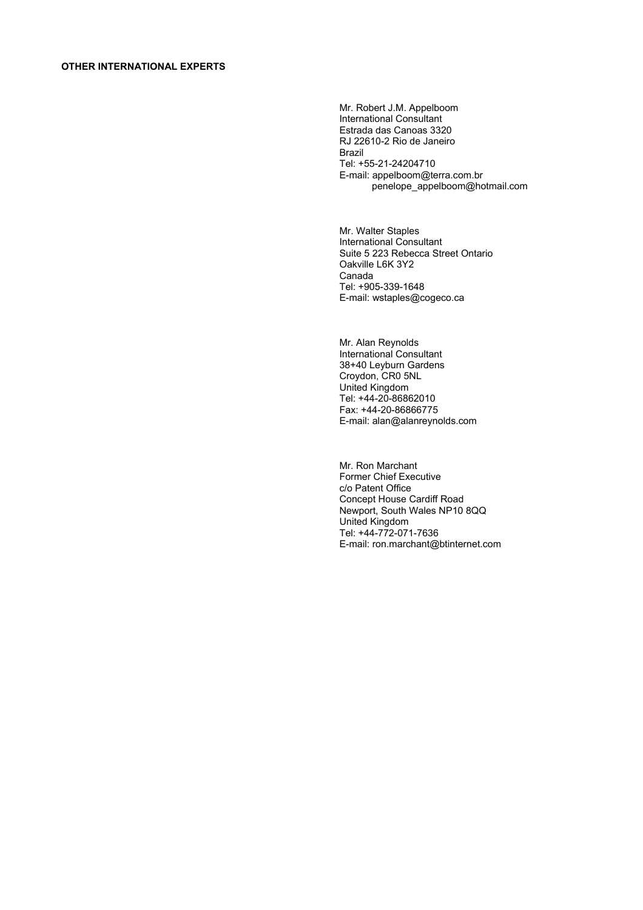**OTHER INTERNATIONAL EXPERTS**

Mr. Robert J.M. Appelboom
International Consultant
Estrada das Canoas 3320
RJ 22610-2 Rio de Janeiro
Brazil
Tel: +55-21-24204710
E-mail: appelboom@terra.com.br
penelope_appelboom@hotmail.com

Mr. Walter Staples
International Consultant
Suite 5 223 Rebecca Street Ontario
Oakville L6K 3Y2
Canada
Tel: +905-339-1648
E-mail: wstaples@cogeco.ca

Mr. Alan Reynolds
International Consultant
38+40 Leyburn Gardens
Croydon, CR0 5NL
United Kingdom
Tel: +44-20-86862010
Fax: +44-20-86866775
E-mail: alan@alanreynolds.com

Mr. Ron Marchant
Former Chief Executive
c/o Patent Office
Concept House Cardiff Road
Newport, South Wales NP10 8QQ
United Kingdom
Tel: +44-772-071-7636
E-mail: ron.marchant@btinternet.com